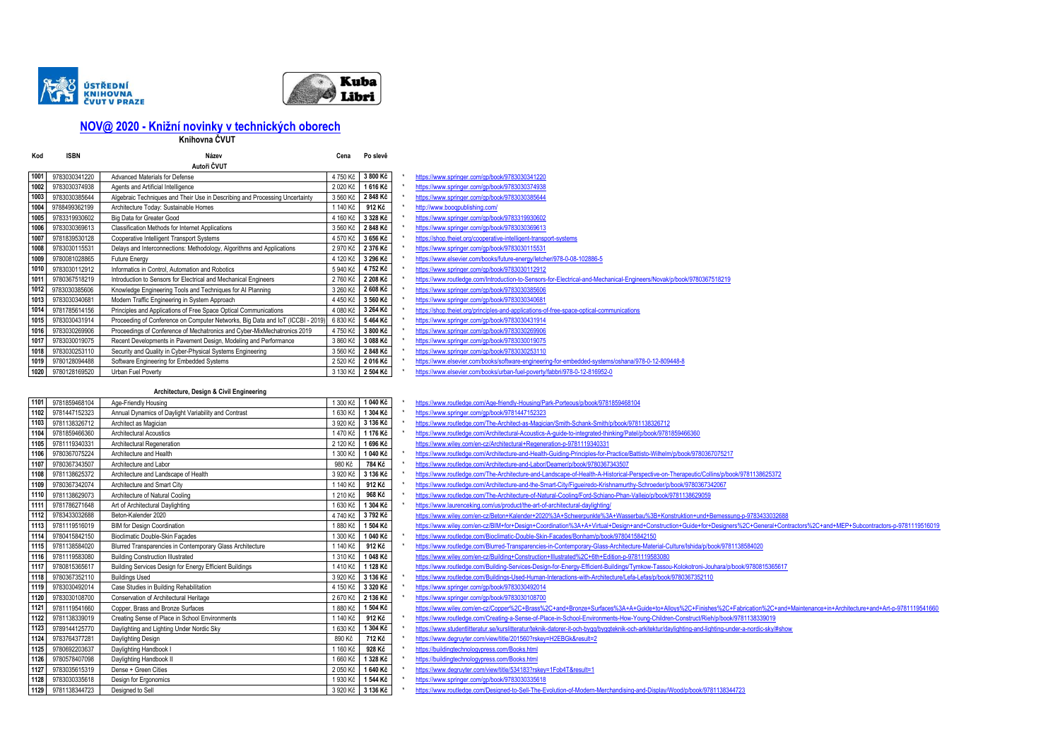# NOV@ 2020 - Knižní novinky v technických oborech

**Knihovna ČVUT**

| Kod | ISBN | Název | Cena | Po slevě | | |
|---|---|---|---|---|---|---|
| | | **Autoři ČVUT** | | | | |
| 1001 | 9783030341220 | Advanced Materials for Defense | 4 750 Kč | 3 800 Kč | * | https://www.springer.com/gp/book/9783030341220 |
| 1002 | 9783030374938 | Agents and Artificial Intelligence | 2 020 Kč | 1 616 Kč | * | https://www.springer.com/gp/book/9783030374938 |
| 1003 | 9783030385644 | Algebraic Techniques and Their Use in Describing and Processing Uncertainty | 3 560 Kč | 2 848 Kč | * | https://www.springer.com/gp/book/9783030385644 |
| 1004 | 9784899362199 | Architecture Today: Sustainable Homes | 1 140 Kč | 912 Kč | * | http://www.booqpublishing.com/ |
| 1005 | 9783319930602 | Big Data for Greater Good | 4 160 Kč | 3 328 Kč | * | https://www.springer.com/gp/book/9783319930602 |
| 1006 | 9783030369613 | Classification Methods for Internet Applications | 3 560 Kč | 2 848 Kč | * | https://www.springer.com/gp/book/9783030369613 |
| 1007 | 9781839530128 | Cooperative Intelligent Transport Systems | 4 570 Kč | 3 656 Kč | * | https://shop.theiet.org/cooperative-intelligent-transport-systems |
| 1008 | 9783030115531 | Delays and Interconnections: Methodology, Algorithms and Applications | 2 970 Kč | 2 376 Kč | * | https://www.springer.com/gp/book/9783030115531 |
| 1009 | 9780081028865 | Future Energy | 4 120 Kč | 3 296 Kč | * | https://www.elsevier.com/books/future-energy/letcher/978-0-08-102886-5 |
| 1010 | 9783030112912 | Informatics in Control, Automation and Robotics | 5 940 Kč | 4 752 Kč | * | https://www.springer.com/gp/book/9783030112912 |
| 1011 | 9780367518219 | Introduction to Sensors for Electrical and Mechanical Engineers | 2 760 Kč | 2 208 Kč | * | https://www.routledge.com/Introduction-to-Sensors-for-Electrical-and-Mechanical-Engineers/Novak/p/book/9780367518219 |
| 1012 | 9783030385606 | Knowledge Engineering Tools and Techniques for AI Planning | 3 260 Kč | 2 608 Kč | * | https://www.springer.com/gp/book/9783030385606 |
| 1013 | 9783030340681 | Modern Traffic Engineering in System Approach | 4 450 Kč | 3 560 Kč | * | https://www.springer.com/gp/book/9783030340681 |
| 1014 | 9781785614156 | Principles and Applications of Free Space Optical Communications | 4 080 Kč | 3 264 Kč | * | https://shop.theiet.org/principles-and-applications-of-free-space-optical-communications |
| 1015 | 9783030431914 | Proceeding of Conference on Computer Networks, Big Data and IoT (ICCBI - 2019) | 6 830 Kč | 5 464 Kč | * | https://www.springer.com/gp/book/9783030431914 |
| 1016 | 9783030269906 | Proceedings of Conference of Mechatronics and Cyber-MixMechatronics 2019 | 4 750 Kč | 3 800 Kč | * | https://www.springer.com/gp/book/9783030269906 |
| 1017 | 9783030019075 | Recent Developments in Pavement Design, Modeling and Performance | 3 860 Kč | 3 088 Kč | * | https://www.springer.com/gp/book/9783030019075 |
| 1018 | 9783030253110 | Security and Quality in Cyber-Physical Systems Engineering | 3 560 Kč | 2 848 Kč | * | https://www.springer.com/gp/book/9783030253110 |
| 1019 | 9780128094488 | Software Engineering for Embedded Systems | 2 520 Kč | 2 016 Kč | * | https://www.elsevier.com/books/software-engineering-for-embedded-systems/oshana/978-0-12-809448-8 |
| 1020 | 9780128169520 | Urban Fuel Poverty | 3 130 Kč | 2 504 Kč | * | https://www.elsevier.com/books/urban-fuel-poverty/fabbri/978-0-12-816952-0 |
| | | **Architecture, Design & Civil Engineering** | | | | |
| 1101 | 9781859468104 | Age-Friendly Housing | 1 300 Kč | 1 040 Kč | * | https://www.routledge.com/Age-friendly-Housing/Park-Porteous/p/book/9781859468104 |
| 1102 | 9781447152323 | Annual Dynamics of Daylight Variability and Contrast | 1 630 Kč | 1 304 Kč | * | https://www.springer.com/gp/book/9781447152323 |
| 1103 | 9781138326712 | Architect as Magician | 3 920 Kč | 3 136 Kč | * | https://www.routledge.com/The-Architect-as-Magician/Smith-Schank-Smith/p/book/9781138326712 |
| 1104 | 9781859466360 | Architectural Acoustics | 1 470 Kč | 1 176 Kč | * | https://www.routledge.com/Architectural-Acoustics-A-guide-to-integrated-thinking/Patel/p/book/9781859466360 |
| 1105 | 9781119340331 | Architectural Regeneration | 2 120 Kč | 1 696 Kč | | https://www.wiley.com/en-cz/Architectural+Regeneration-p-9781119340331 |
| 1106 | 9780367075224 | Architecture and Health | 1 300 Kč | 1 040 Kč | * | https://www.routledge.com/Architecture-and-Health-Guiding-Principles-for-Practice/Battisto-Wilhelm/p/book/9780367075217 |
| 1107 | 9780367343507 | Architecture and Labor | 980 Kč | 784 Kč | * | https://www.routledge.com/Architecture-and-Labor/Deamer/p/book/9780367343507 |
| 1108 | 9781138625372 | Architecture and Landscape of Health | 3 920 Kč | 3 136 Kč | * | https://www.routledge.com/The-Architecture-and-Landscape-of-Health-A-Historical-Perspective-on-Therapeutic/Collins/p/book/9781138625372 |
| 1109 | 9780367342074 | Architecture and Smart City | 1 140 Kč | 912 Kč | * | https://www.routledge.com/Architecture-and-the-Smart-City/Figueiredo-Krishnamurthy-Schroeder/p/book/9780367342067 |
| 1110 | 9781138629073 | Architecture of Natural Cooling | 1 210 Kč | 968 Kč | * | https://www.routledge.com/The-Architecture-of-Natural-Cooling/Ford-Schiano-Phan-Vallejo/p/book/9781138629059 |
| 1111 | 9781786271648 | Art of Architectural Daylighting | 1 630 Kč | 1 304 Kč | * | https://www.laurenceking.com/us/product/the-art-of-architectural-daylighting/ |
| 1112 | 9783433032688 | Beton-Kalender 2020 | 4 740 Kč | 3 792 Kč | | https://www.wiley.com/en-cz/Beton+Kalender+2020%3A+Schwerpunkte%3A+Wasserbau%3B+Konstruktion+und+Bemessung-p-9783433032688 |
| 1113 | 9781119516019 | BIM for Design Coordination | 1 880 Kč | 1 504 Kč | | https://www.wiley.com/en-cz/BIM+for+Design+Coordination%3A+A+Virtual+Design+and+Construction+Guide+for+Designers%2C+General+Contractors%2C+and+MEP+Subcontractors-p-9781119516019 |
| 1114 | 9780415842150 | Bioclimatic Double-Skin Façades | 1 300 Kč | 1 040 Kč | * | https://www.routledge.com/Bioclimatic-Double-Skin-Facades/Bonham/p/book/9780415842150 |
| 1115 | 9781138584020 | Blurred Transparencies in Contemporary Glass Architecture | 1 140 Kč | 912 Kč | * | https://www.routledge.com/Blurred-Transparencies-in-Contemporary-Glass-Architecture-Material-Culture/Ishida/p/book/9781138584020 |
| 1116 | 9781119583080 | Building Construction Illustrated | 1 310 Kč | 1 048 Kč | | https://www.wiley.com/en-cz/Building+Construction+Illustrated%2C+6th+Edition-p-9781119583080 |
| 1117 | 9780815365617 | Building Services Design for Energy Efficient Buildings | 1 410 Kč | 1 128 Kč | | https://www.routledge.com/Building-Services-Design-for-Energy-Efficient-Buildings/Tymkow-Tassou-Kolokotroni-Jouhara/p/book/9780815365617 |
| 1118 | 9780367352110 | Buildings Used | 3 920 Kč | 3 136 Kč | * | https://www.routledge.com/Buildings-Used-Human-Interactions-with-Architecture/Lefa-Lefas/p/book/9780367352110 |
| 1119 | 9783030492014 | Case Studies in Building Rehabilitation | 4 150 Kč | 3 320 Kč | * | https://www.springer.com/gp/book/9783030492014 |
| 1120 | 9783030108700 | Conservation of Architectural Heritage | 2 670 Kč | 2 136 Kč | * | https://www.springer.com/gp/book/9783030108700 |
| 1121 | 9781119541660 | Copper, Brass and Bronze Surfaces | 1 880 Kč | 1 504 Kč | | https://www.wiley.com/en-cz/Copper%2C+Brass%2C+and+Bronze+Surfaces%3A+A+Guide+to+Alloys%2C+Finishes%2C+Fabrication%2C+and+Maintenance+in+Architecture+and+Art-p-9781119541660 |
| 1122 | 9781138339019 | Creating Sense of Place in School Environments | 1 140 Kč | 912 Kč | * | https://www.routledge.com/Creating-a-Sense-of-Place-in-School-Environments-How-Young-Children-Construct/Rieh/p/book/9781138339019 |
| 1123 | 9789144125770 | Daylighting and Lighting Under Nordic Sky | 1 630 Kč | 1 304 Kč | * | https://www.studentlitteratur.se/kurslitteratur/teknik-datorer-it-och-bygg/byggteknik-och-arkitektur/daylighting-and-lighting-under-a-nordic-sky/#show |
| 1124 | 9783764377281 | Daylighting Design | 890 Kč | 712 Kč | * | https://www.degruyter.com/view/title/201560?rskey=H2EBGk&result=2 |
| 1125 | 9780692203637 | Daylighting Handbook I | 1 160 Kč | 928 Kč | * | https://buildingtechnologypress.com/Books.html |
| 1126 | 9780578407098 | Daylighting Handbook II | 1 660 Kč | 1 328 Kč | * | https://buildingtechnologypress.com/Books.html |
| 1127 | 9783035615319 | Dense + Green Cities | 2 050 Kč | 1 640 Kč | * | https://www.degruyter.com/view/title/534183?rskey=1Fob4T&result=1 |
| 1128 | 9783030335618 | Design for Ergonomics | 1 930 Kč | 1 544 Kč | * | https://www.springer.com/gp/book/9783030335618 |
| 1129 | 9781138344723 | Designed to Sell | 3 920 Kč | 3 136 Kč | * | https://www.routledge.com/Designed-to-Sell-The-Evolution-of-Modern-Merchandising-and-Display/Wood/p/book/9781138344723 |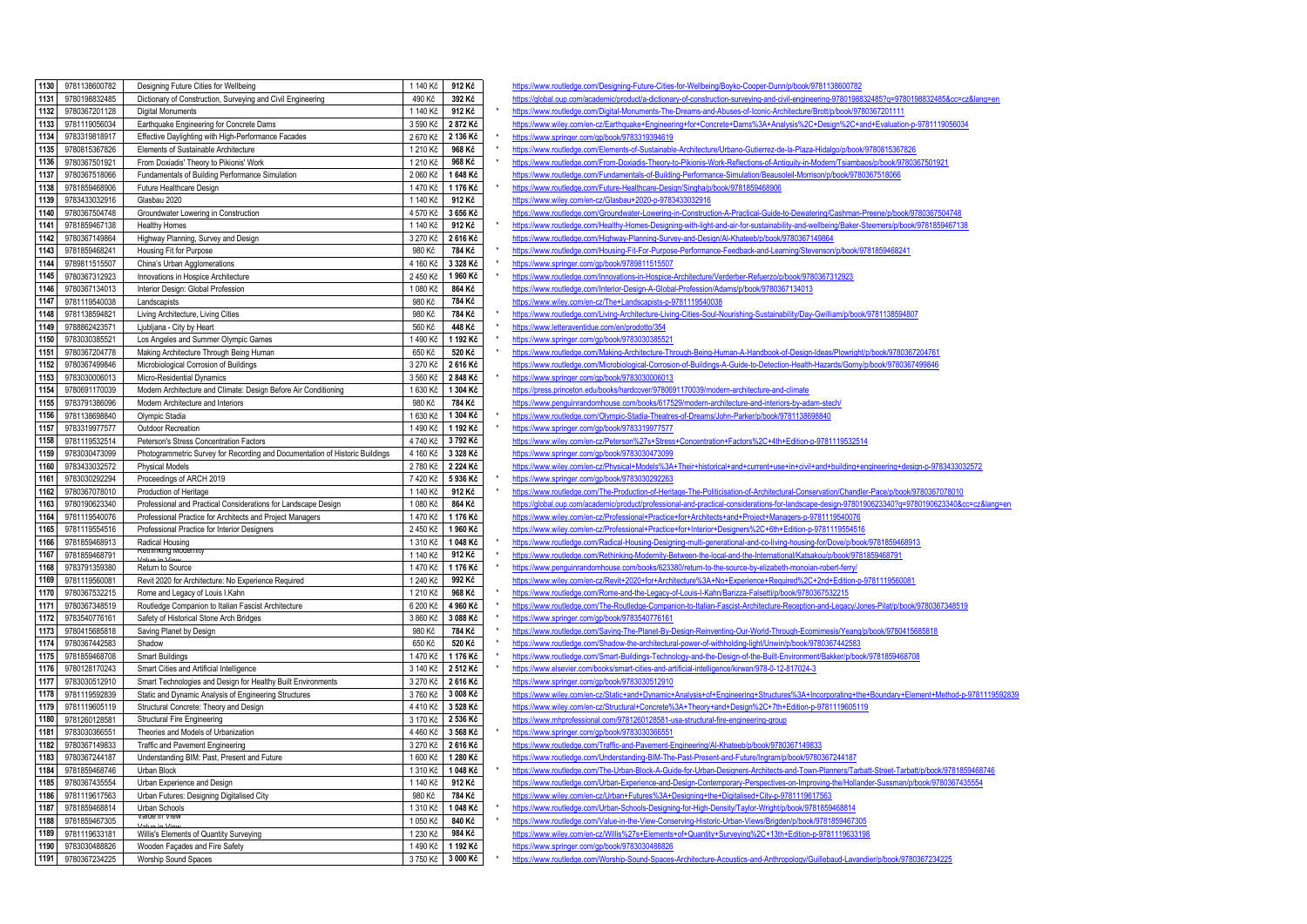| | | | | | | |
|---|---|---|---|---|---|---|
| 1130 | 9781138600782 | Designing Future Cities for Wellbeing | 1 140 Kč | 912 Kč | | https://www.routledge.com/Designing-Future-Cities-for-Wellbeing/Boyko-Cooper-Dunn/p/book/9781138600782 |
| 1131 | 9780198832485 | Dictionary of Construction, Surveying and Civil Engineering | 490 Kč | 392 Kč | | https://global.oup.com/academic/product/a-dictionary-of-construction-surveying-and-civil-engineering-9780198832485?q=9780198832485&cc=cz&lang=en |
| 1132 | 9780367201128 | Digital Monuments | 1 140 Kč | 912 Kč | * | https://www.routledge.com/Digital-Monuments-The-Dreams-and-Abuses-of-Iconic-Architecture/Brott/p/book/9780367201111 |
| 1133 | 9781119056034 | Earthquake Engineering for Concrete Dams | 3 590 Kč | 2 872 Kč | | https://www.wiley.com/en-cz/Earthquake+Engineering+for+Concrete+Dams%3A+Analysis%2C+Design%2C+and+Evaluation-p-9781119056034 |
| 1134 | 9783319818917 | Effective Daylighting with High-Performance Facades | 2 670 Kč | 2 136 Kč | * | https://www.springer.com/gp/book/9783319394619 |
| 1135 | 9780815367826 | Elements of Sustainable Architecture | 1 210 Kč | 968 Kč | * | https://www.routledge.com/Elements-of-Sustainable-Architecture/Urbano-Gutierrez-de-la-Plaza-Hidalgo/p/book/9780815367826 |
| 1136 | 9780367501921 | From Doxiadis' Theory to Pikionis' Work | 1 210 Kč | 968 Kč | * | https://www.routledge.com/From-Doxiadis-Theory-to-Pikionis-Work-Reflections-of-Antiquity-in-Modern/Tsiambaos/p/book/9780367501921 |
| 1137 | 9780367518066 | Fundamentals of Building Performance Simulation | 2 060 Kč | 1 648 Kč | | https://www.routledge.com/Fundamentals-of-Building-Performance-Simulation/Beausoleil-Morrison/p/book/9780367518066 |
| 1138 | 9781859468906 | Future Healthcare Design | 1 470 Kč | 1 176 Kč | * | https://www.routledge.com/Future-Healthcare-Design/Singha/p/book/9781859468906 |
| 1139 | 9783433032916 | Glasbau 2020 | 1 140 Kč | 912 Kč | | https://www.wiley.com/en-cz/Glasbau+2020-p-9783433032916 |
| 1140 | 9780367504748 | Groundwater Lowering in Construction | 4 570 Kč | 3 656 Kč | | https://www.routledge.com/Groundwater-Lowering-in-Construction-A-Practical-Guide-to-Dewatering/Cashman-Preene/p/book/9780367504748 |
| 1141 | 9781859467138 | Healthy Homes | 1 140 Kč | 912 Kč | * | https://www.routledge.com/Healthy-Homes-Designing-with-light-and-air-for-sustainability-and-wellbeing/Baker-Steemers/p/book/9781859467138 |
| 1142 | 9780367149864 | Highway Planning, Survey and Design | 3 270 Kč | 2 616 Kč | | https://www.routledge.com/Highway-Planning-Survey-and-Design/Al-Khateeb/p/book/9780367149864 |
| 1143 | 9781859468241 | Housing Fit for Purpose | 980 Kč | 784 Kč | * | https://www.routledge.com/Housing-Fit-For-Purpose-Performance-Feedback-and-Learning/Stevenson/p/book/9781859468241 |
| 1144 | 9789811515507 | China's Urban Agglomerations | 4 160 Kč | 3 328 Kč | * | https://www.springer.com/gp/book/9789811515507 |
| 1145 | 9780367312923 | Innovations in Hospice Architecture | 2 450 Kč | 1 960 Kč | * | https://www.routledge.com/Innovations-in-Hospice-Architecture/Verderber-Refuerzo/p/book/9780367312923 |
| 1146 | 9780367134013 | Interior Design: Global Profession | 1 080 Kč | 864 Kč | | https://www.routledge.com/Interior-Design-A-Global-Profession/Adams/p/book/9780367134013 |
| 1147 | 9781119540038 | Landscapists | 980 Kč | 784 Kč | | https://www.wiley.com/en-cz/The+Landscapists-p-9781119540038 |
| 1148 | 9781138594821 | Living Architecture, Living Cities | 980 Kč | 784 Kč | * | https://www.routledge.com/Living-Architecture-Living-Cities-Soul-Nourishing-Sustainability/Day-Gwilliam/p/book/9781138594807 |
| 1149 | 9788862423571 | Ljubljana - City by Heart | 560 Kč | 448 Kč | * | https://www.letteraventidue.com/en/prodotto/354 |
| 1150 | 9783030385521 | Los Angeles and Summer Olympic Games | 1 490 Kč | 1 192 Kč | * | https://www.springer.com/gp/book/9783030385521 |
| 1151 | 9780367204778 | Making Architecture Through Being Human | 650 Kč | 520 Kč | * | https://www.routledge.com/Making-Architecture-Through-Being-Human-A-Handbook-of-Design-Ideas/Plowright/p/book/9780367204761 |
| 1152 | 9780367499846 | Microbiological Corrosion of Buildings | 3 270 Kč | 2 616 Kč | | https://www.routledge.com/Microbiological-Corrosion-of-Buildings-A-Guide-to-Detection-Health-Hazards/Gorny/p/book/9780367499846 |
| 1153 | 9783030006013 | Micro-Residential Dynamics | 3 560 Kč | 2 848 Kč | * | https://www.springer.com/gp/book/9783030006013 |
| 1154 | 9780691170039 | Modern Architecture and Climate: Design Before Air Conditioning | 1 630 Kč | 1 304 Kč | | https://press.princeton.edu/books/hardcover/9780691170039/modern-architecture-and-climate |
| 1155 | 9783791386096 | Modern Architecture and Interiors | 980 Kč | 784 Kč | | https://www.penguinrandomhouse.com/books/617529/modern-architecture-and-interiors-by-adam-stech/ |
| 1156 | 9781138698840 | Olympic Stadia | 1 630 Kč | 1 304 Kč | * | https://www.routledge.com/Olympic-Stadia-Theatres-of-Dreams/John-Parker/p/book/9781138698840 |
| 1157 | 9783319977577 | Outdoor Recreation | 1 490 Kč | 1 192 Kč | * | https://www.springer.com/gp/book/9783319977577 |
| 1158 | 9781119532514 | Peterson's Stress Concentration Factors | 4 740 Kč | 3 792 Kč | | https://www.wiley.com/en-cz/Peterson%27s+Stress+Concentration+Factors%2C+4th+Edition-p-9781119532514 |
| 1159 | 9783030473099 | Photogrammetric Survey for Recording and Documentation of Historic Buildings | 4 160 Kč | 3 328 Kč | | https://www.springer.com/gp/book/9783030473099 |
| 1160 | 9783433032572 | Physical Models | 2 780 Kč | 2 224 Kč | | https://www.wiley.com/en-cz/Physical+Models%3A+Their+historical+and+current+use+in+civil+and+building+engineering+design-p-9783433032572 |
| 1161 | 9783030292294 | Proceedings of ARCH 2019 | 7 420 Kč | 5 936 Kč | * | https://www.springer.com/gp/book/9783030292263 |
| 1162 | 9780367078010 | Production of Heritage | 1 140 Kč | 912 Kč | * | https://www.routledge.com/The-Production-of-Heritage-The-Politicisation-of-Architectural-Conservation/Chandler-Pace/p/book/9780367078010 |
| 1163 | 9780190623340 | Professional and Practical Considerations for Landscape Design | 1 080 Kč | 864 Kč | | https://global.oup.com/academic/product/professional-and-practical-considerations-for-landscape-design-9780190623340?q=9780190623340&cc=cz&lang=en |
| 1164 | 9781119540076 | Professional Practice for Architects and Project Managers | 1 470 Kč | 1 176 Kč | | https://www.wiley.com/en-cz/Professional+Practice+for+Architects+and+Project+Managers-p-9781119540076 |
| 1165 | 9781119554516 | Professional Practice for Interior Designers | 2 450 Kč | 1 960 Kč | | https://www.wiley.com/en-cz/Professional+Practice+for+Interior+Designers%2C+6th+Edition-p-9781119554516 |
| 1166 | 9781859468913 | Radical Housing | 1 310 Kč | 1 048 Kč | * | https://www.routledge.com/Radical-Housing-Designing-multi-generational-and-co-living-housing-for/Dove/p/book/9781859468913 |
| 1167 | 9781859468791 | Rethinking Modernity | 1 140 Kč | 912 Kč | * | https://www.routledge.com/Rethinking-Modernity-Between-the-local-and-the-International/Katsakou/p/book/9781859468791 |
| 1168 | 9783791359380 | Return to Source | 1 470 Kč | 1 176 Kč | * | https://www.penguinrandomhouse.com/books/623380/return-to-the-source-by-elizabeth-monoian-robert-ferry/ |
| 1169 | 9781119560081 | Revit 2020 for Architecture: No Experience Required | 1 240 Kč | 992 Kč | | https://www.wiley.com/en-cz/Revit+2020+for+Architecture%3A+No+Experience+Required%2C+2nd+Edition-p-9781119560081 |
| 1170 | 9780367532215 | Rome and Legacy of Louis I.Kahn | 1 210 Kč | 968 Kč | * | https://www.routledge.com/Rome-and-the-Legacy-of-Louis-I-Kahn/Barizza-Falsetti/p/book/9780367532215 |
| 1171 | 9780367348519 | Routledge Companion to Italian Fascist Architecture | 6 200 Kč | 4 960 Kč | * | https://www.routledge.com/The-Routledge-Companion-to-Italian-Fascist-Architecture-Reception-and-Legacy/Jones-Pilat/p/book/9780367348519 |
| 1172 | 9783540776161 | Safety of Historical Stone Arch Bridges | 3 860 Kč | 3 088 Kč | * | https://www.springer.com/gp/book/9783540776161 |
| 1173 | 9780415685818 | Saving Planet by Design | 980 Kč | 784 Kč | * | https://www.routledge.com/Saving-The-Planet-By-Design-Reinventing-Our-World-Through-Ecomimesis/Yeang/p/book/9780415685818 |
| 1174 | 9780367442583 | Shadow | 650 Kč | 520 Kč | * | https://www.routledge.com/Shadow-the-architectural-power-of-withholding-light/Unwin/p/book/9780367442583 |
| 1175 | 9781859468708 | Smart Buildings | 1 470 Kč | 1 176 Kč | * | https://www.routledge.com/Smart-Buildings-Technology-and-the-Design-of-the-Built-Environment/Bakker/p/book/9781859468708 |
| 1176 | 9780128170243 | Smart Cities and Artificial Intelligence | 3 140 Kč | 2 512 Kč | * | https://www.elsevier.com/books/smart-cities-and-artificial-intelligence/kirwan/978-0-12-817024-3 |
| 1177 | 9783030512910 | Smart Technologies and Design for Healthy Built Environments | 3 270 Kč | 2 616 Kč | | https://www.springer.com/gp/book/9783030512910 |
| 1178 | 9781119592839 | Static and Dynamic Analysis of Engineering Structures | 3 760 Kč | 3 008 Kč | | https://www.wiley.com/en-cz/Static+and+Dynamic+Analysis+of+Engineering+Structures%3A+Incorporating+the+Boundary+Element+Method-p-9781119592839 |
| 1179 | 9781119605119 | Structural Concrete: Theory and Design | 4 410 Kč | 3 528 Kč | | https://www.wiley.com/en-cz/Structural+Concrete%3A+Theory+and+Design%2C+7th+Edition-p-9781119605119 |
| 1180 | 9781260128581 | Structural Fire Engineering | 3 170 Kč | 2 536 Kč | | https://www.mhprofessional.com/9781260128581-usa-structural-fire-engineering-group |
| 1181 | 9783030366551 | Theories and Models of Urbanization | 4 460 Kč | 3 568 Kč | * | https://www.springer.com/gp/book/9783030366551 |
| 1182 | 9780367149833 | Traffic and Pavement Engineering | 3 270 Kč | 2 616 Kč | | https://www.routledge.com/Traffic-and-Pavement-Engineering/Al-Khateeb/p/book/9780367149833 |
| 1183 | 9780367244187 | Understanding BIM: Past, Present and Future | 1 600 Kč | 1 280 Kč | | https://www.routledge.com/Understanding-BIM-The-Past-Present-and-Future/Ingram/p/book/9780367244187 |
| 1184 | 9781859468746 | Urban Block | 1 310 Kč | 1 048 Kč | * | https://www.routledge.com/The-Urban-Block-A-Guide-for-Urban-Designers-Architects-and-Town-Planners/Tarbatt-Street-Tarbatt/p/book/9781859468746 |
| 1185 | 9780367435554 | Urban Experience and Design | 1 140 Kč | 912 Kč | | https://www.routledge.com/Urban-Experience-and-Design-Contemporary-Perspectives-on-Improving-the/Hollander-Sussman/p/book/9780367435554 |
| 1186 | 9781119617563 | Urban Futures: Designing Digitalised City | 980 Kč | 784 Kč | | https://www.wiley.com/en-cz/Urban+Futures%3A+Designing+the+Digitalised+City-p-9781119617563 |
| 1187 | 9781859468814 | Urban Schools | 1 310 Kč | 1 048 Kč | * | https://www.routledge.com/Urban-Schools-Designing-for-High-Density/Taylor-Wright/p/book/9781859468814 |
| 1188 | 9781859467305 | Value in View | 1 050 Kč | 840 Kč | * | https://www.routledge.com/Value-in-the-View-Conserving-Historic-Urban-Views/Brigden/p/book/9781859467305 |
| 1189 | 9781119633181 | Willis's Elements of Quantity Surveying | 1 230 Kč | 984 Kč | | https://www.wiley.com/en-cz/Willis%27s+Elements+of+Quantity+Surveying%2C+13th+Edition-p-9781119633198 |
| 1190 | 9783030488826 | Wooden Façades and Fire Safety | 1 490 Kč | 1 192 Kč | | https://www.springer.com/gp/book/9783030488826 |
| 1191 | 9780367234225 | Worship Sound Spaces | 3 750 Kč | 3 000 Kč | * | https://www.routledge.com/Worship-Sound-Spaces-Architecture-Acoustics-and-Anthropology/Guillebaud-Lavandier/p/book/9780367234225 |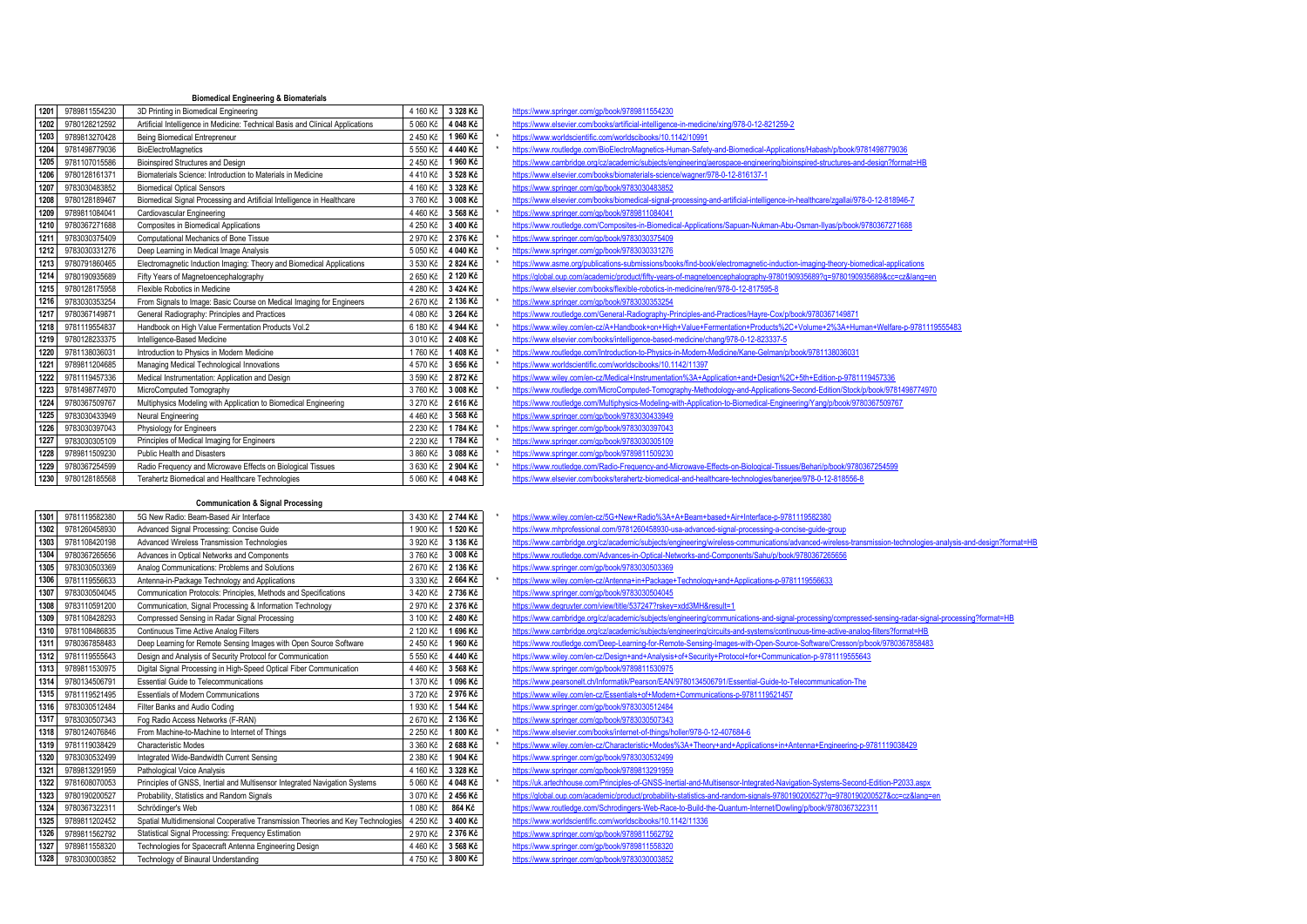### Biomedical Engineering & Biomaterials

| | | | | | | |
|---|---|---|---|---|---|---|
| 1201 | 9789811554230 | 3D Printing in Biomedical Engineering | 4 160 Kč | 3 328 Kč | | https://www.springer.com/gp/book/9789811554230 |
| 1202 | 9780128212592 | Artificial Intelligence in Medicine: Technical Basis and Clinical Applications | 5 060 Kč | 4 048 Kč | | https://www.elsevier.com/books/artificial-intelligence-in-medicine/xing/978-0-12-821259-2 |
| 1203 | 9789813270428 | Being Biomedical Entrepreneur | 2 450 Kč | 1 960 Kč | * | https://www.worldscientific.com/worldscibooks/10.1142/10991 |
| 1204 | 9781498779036 | BioElectroMagnetics | 5 550 Kč | 4 440 Kč | * | https://www.routledge.com/BioElectroMagnetics-Human-Safety-and-Biomedical-Applications/Habash/p/book/9781498779036 |
| 1205 | 9781107015586 | Bioinspired Structures and Design | 2 450 Kč | 1 960 Kč | | https://www.cambridge.org/cz/academic/subjects/engineering/aerospace-engineering/bioinspired-structures-and-design?format=HB |
| 1206 | 9780128161371 | Biomaterials Science: Introduction to Materials in Medicine | 4 410 Kč | 3 528 Kč | | https://www.elsevier.com/books/biomaterials-science/wagner/978-0-12-816137-1 |
| 1207 | 9783030483852 | Biomedical Optical Sensors | 4 160 Kč | 3 328 Kč | | https://www.springer.com/gp/book/9783030483852 |
| 1208 | 9780128189467 | Biomedical Signal Processing and Artificial Intelligence in Healthcare | 3 760 Kč | 3 008 Kč | | https://www.elsevier.com/books/biomedical-signal-processing-and-artificial-intelligence-in-healthcare/zgallai/978-0-12-818946-7 |
| 1209 | 9789811084041 | Cardiovascular Engineering | 4 460 Kč | 3 568 Kč | * | https://www.springer.com/gp/book/9789811084041 |
| 1210 | 9780367271688 | Composites in Biomedical Applications | 4 250 Kč | 3 400 Kč | | https://www.routledge.com/Composites-in-Biomedical-Applications/Sapuan-Nukman-Abu-Osman-Ilyas/p/book/9780367271688 |
| 1211 | 9783030375409 | Computational Mechanics of Bone Tissue | 2 970 Kč | 2 376 Kč | * | https://www.springer.com/gp/book/9783030375409 |
| 1212 | 9783030331276 | Deep Learning in Medical Image Analysis | 5 050 Kč | 4 040 Kč | * | https://www.springer.com/gp/book/9783030331276 |
| 1213 | 9780791860465 | Electromagnetic Induction Imaging: Theory and Biomedical Applications | 3 530 Kč | 2 824 Kč | * | https://www.asme.org/publications-submissions/books/find-book/electromagnetic-induction-imaging-theory-biomedical-applications |
| 1214 | 9780190935689 | Fifty Years of Magnetoencephalography | 2 650 Kč | 2 120 Kč | | https://global.oup.com/academic/product/fifty-years-of-magnetoencephalography-9780190935689?q=9780190935689&cc=cz&lang=en |
| 1215 | 9780128175958 | Flexible Robotics in Medicine | 4 280 Kč | 3 424 Kč | | https://www.elsevier.com/books/flexible-robotics-in-medicine/ren/978-0-12-817595-8 |
| 1216 | 9783030353254 | From Signals to Image: Basic Course on Medical Imaging for Engineers | 2 670 Kč | 2 136 Kč | * | https://www.springer.com/gp/book/9783030353254 |
| 1217 | 9780367149871 | General Radiography: Principles and Practices | 4 080 Kč | 3 264 Kč | | https://www.routledge.com/General-Radiography-Principles-and-Practices/Hayre-Cox/p/book/9780367149871 |
| 1218 | 9781119554837 | Handbook on High Value Fermentation Products Vol.2 | 6 180 Kč | 4 944 Kč | * | https://www.wiley.com/en-cz/A+Handbook+on+High+Value+Fermentation+Products%2C+Volume+2%3A+Human+Welfare-p-9781119555483 |
| 1219 | 9780128233375 | Intelligence-Based Medicine | 3 010 Kč | 2 408 Kč | | https://www.elsevier.com/books/intelligence-based-medicine/chang/978-0-12-823337-5 |
| 1220 | 9781138036031 | Introduction to Physics in Modern Medicine | 1 760 Kč | 1 408 Kč | * | https://www.routledge.com/Introduction-to-Physics-in-Modern-Medicine/Kane-Gelman/p/book/9781138036031 |
| 1221 | 9789811204685 | Managing Medical Technological Innovations | 4 570 Kč | 3 656 Kč | * | https://www.worldscientific.com/worldscibooks/10.1142/11397 |
| 1222 | 9781119457336 | Medical Instrumentation: Application and Design | 3 590 Kč | 2 872 Kč | | https://www.wiley.com/en-cz/Medical+Instrumentation%3A+Application+and+Design%2C+5th+Edition-p-9781119457336 |
| 1223 | 9781498774970 | MicroComputed Tomography | 3 760 Kč | 3 008 Kč | * | https://www.routledge.com/MicroComputed-Tomography-Methodology-and-Applications-Second-Edition/Stock/p/book/9781498774970 |
| 1224 | 9780367509767 | Multiphysics Modeling with Application to Biomedical Engineering | 3 270 Kč | 2 616 Kč | | https://www.routledge.com/Multiphysics-Modeling-with-Application-to-Biomedical-Engineering/Yang/p/book/9780367509767 |
| 1225 | 9783030433949 | Neural Engineering | 4 460 Kč | 3 568 Kč | | https://www.springer.com/gp/book/9783030433949 |
| 1226 | 9783030397043 | Physiology for Engineers | 2 230 Kč | 1 784 Kč | * | https://www.springer.com/gp/book/9783030397043 |
| 1227 | 9783030305109 | Principles of Medical Imaging for Engineers | 2 230 Kč | 1 784 Kč | * | https://www.springer.com/gp/book/9783030305109 |
| 1228 | 9789811509230 | Public Health and Disasters | 3 860 Kč | 3 088 Kč | * | https://www.springer.com/gp/book/9789811509230 |
| 1229 | 9780367254599 | Radio Frequency and Microwave Effects on Biological Tissues | 3 630 Kč | 2 904 Kč | * | https://www.routledge.com/Radio-Frequency-and-Microwave-Effects-on-Biological-Tissues/Behari/p/book/9780367254599 |
| 1230 | 9780128185568 | Terahertz Biomedical and Healthcare Technologies | 5 060 Kč | 4 048 Kč | | https://www.elsevier.com/books/terahertz-biomedical-and-healthcare-technologies/banerjee/978-0-12-818556-8 |

### Communication & Signal Processing

| | | | | | | |
|---|---|---|---|---|---|---|
| 1301 | 9781119582380 | 5G New Radio: Beam-Based Air Interface | 3 430 Kč | 2 744 Kč | * | https://www.wiley.com/en-cz/5G+New+Radio%3A+A+Beam+based+Air+Interface-p-9781119582380 |
| 1302 | 9781260458930 | Advanced Signal Processing: Concise Guide | 1 900 Kč | 1 520 Kč | | https://www.mhprofessional.com/9781260458930-usa-advanced-signal-processing-a-concise-guide-group |
| 1303 | 9781108420198 | Advanced Wireless Transmission Technologies | 3 920 Kč | 3 136 Kč | | https://www.cambridge.org/cz/academic/subjects/engineering/wireless-communications/advanced-wireless-transmission-technologies-analysis-and-design?format=HB |
| 1304 | 9780367265656 | Advances in Optical Networks and Components | 3 760 Kč | 3 008 Kč | | https://www.routledge.com/Advances-in-Optical-Networks-and-Components/Sahu/p/book/9780367265656 |
| 1305 | 9783030503369 | Analog Communications: Problems and Solutions | 2 670 Kč | 2 136 Kč | | https://www.springer.com/gp/book/9783030503369 |
| 1306 | 9781119556633 | Antenna-in-Package Technology and Applications | 3 330 Kč | 2 664 Kč | * | https://www.wiley.com/en-cz/Antenna+in+Package+Technology+and+Applications-p-9781119556633 |
| 1307 | 9783030504045 | Communication Protocols: Principles, Methods and Specifications | 3 420 Kč | 2 736 Kč | | https://www.springer.com/gp/book/9783030504045 |
| 1308 | 9783110591200 | Communication, Signal Processing & Information Technology | 2 970 Kč | 2 376 Kč | | https://www.degruyter.com/view/title/537247?rskey=xdd3MH&result=1 |
| 1309 | 9781108428293 | Compressed Sensing in Radar Signal Processing | 3 100 Kč | 2 480 Kč | | https://www.cambridge.org/cz/academic/subjects/engineering/communications-and-signal-processing/compressed-sensing-radar-signal-processing?format=HB |
| 1310 | 9781108486835 | Continuous Time Active Analog Filters | 2 120 Kč | 1 696 Kč | | https://www.cambridge.org/cz/academic/subjects/engineering/circuits-and-systems/continuous-time-active-analog-filters?format=HB |
| 1311 | 9780367858483 | Deep Learning for Remote Sensing Images with Open Source Software | 2 450 Kč | 1 960 Kč | | https://www.routledge.com/Deep-Learning-for-Remote-Sensing-Images-with-Open-Source-Software/Cresson/p/book/9780367858483 |
| 1312 | 9781119555643 | Design and Analysis of Security Protocol for Communication | 5 550 Kč | 4 440 Kč | | https://www.wiley.com/en-cz/Design+and+Analysis+of+Security+Protocol+for+Communication-p-9781119555643 |
| 1313 | 9789811530975 | Digital Signal Processing in High-Speed Optical Fiber Communication | 4 460 Kč | 3 568 Kč | | https://www.springer.com/gp/book/9789811530975 |
| 1314 | 9780134506791 | Essential Guide to Telecommunications | 1 370 Kč | 1 096 Kč | | https://www.pearsonelt.ch/Informatik/Pearson/EAN/9780134506791/Essential-Guide-to-Telecommunication-The |
| 1315 | 9781119521495 | Essentials of Modern Communications | 3 720 Kč | 2 976 Kč | | https://www.wiley.com/en-cz/Essentials+of+Modern+Communications-p-9781119521457 |
| 1316 | 9783030512484 | Filter Banks and Audio Coding | 1 930 Kč | 1 544 Kč | | https://www.springer.com/gp/book/9783030512484 |
| 1317 | 9783030507343 | Fog Radio Access Networks (F-RAN) | 2 670 Kč | 2 136 Kč | | https://www.springer.com/gp/book/9783030507343 |
| 1318 | 9780124076846 | From Machine-to-Machine to Internet of Things | 2 250 Kč | 1 800 Kč | * | https://www.elsevier.com/books/internet-of-things/holler/978-0-12-407684-6 |
| 1319 | 9781119038429 | Characteristic Modes | 3 360 Kč | 2 688 Kč | * | https://www.wiley.com/en-cz/Characteristic+Modes%3A+Theory+and+Applications+in+Antenna+Engineering-p-9781119038429 |
| 1320 | 9783030532499 | Integrated Wide-Bandwidth Current Sensing | 2 380 Kč | 1 904 Kč | | https://www.springer.com/gp/book/9783030532499 |
| 1321 | 9789813291959 | Pathological Voice Analysis | 4 160 Kč | 3 328 Kč | | https://www.springer.com/gp/book/9789813291959 |
| 1322 | 9781608070053 | Principles of GNSS, Inertial and Multisensor Integrated Navigation Systems | 5 060 Kč | 4 048 Kč | * | https://uk.artechhouse.com/Principles-of-GNSS-Inertial-and-Multisensor-Integrated-Navigation-Systems-Second-Edition-P2033.aspx |
| 1323 | 9780190200527 | Probability, Statistics and Random Signals | 3 070 Kč | 2 456 Kč | | https://global.oup.com/academic/product/probability-statistics-and-random-signals-9780190200527?q=9780190200527&cc=cz&lang=en |
| 1324 | 9780367322311 | Schrödinger's Web | 1 080 Kč | 864 Kč | | https://www.routledge.com/Schrodingers-Web-Race-to-Build-the-Quantum-Internet/Dowling/p/book/9780367322311 |
| 1325 | 9789811202452 | Spatial Multidimensional Cooperative Transmission Theories and Key Technologies | 4 250 Kč | 3 400 Kč | | https://www.worldscientific.com/worldscibooks/10.1142/11336 |
| 1326 | 9789811562792 | Statistical Signal Processing: Frequency Estimation | 2 970 Kč | 2 376 Kč | | https://www.springer.com/gp/book/9789811562792 |
| 1327 | 9789811558320 | Technologies for Spacecraft Antenna Engineering Design | 4 460 Kč | 3 568 Kč | | https://www.springer.com/gp/book/9789811558320 |
| 1328 | 9783030003852 | Technology of Binaural Understanding | 4 750 Kč | 3 800 Kč | | https://www.springer.com/gp/book/9783030003852 |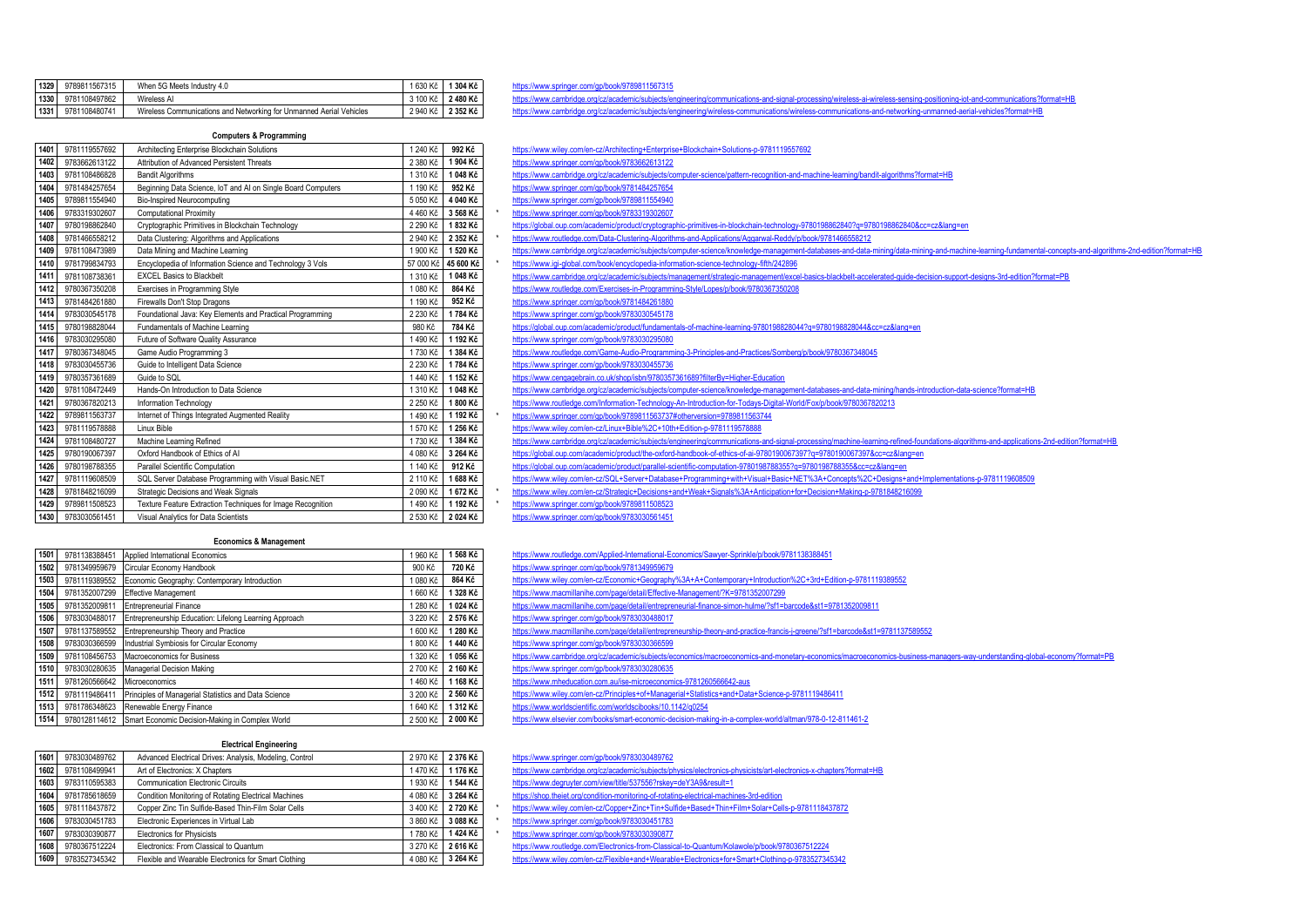| | | | | | | |
|---|---|---|---|---|---|---|
| 1329 | 9789811567315 | When 5G Meets Industry 4.0 | 1 630 Kč | **1 304 Kč** | | https://www.springer.com/gp/book/9789811567315 |
| 1330 | 9781108497862 | Wireless AI | 3 100 Kč | **2 480 Kč** | | https://www.cambridge.org/cz/academic/subjects/engineering/communications-and-signal-processing/wireless-ai-wireless-sensing-positioning-iot-and-communications?format=HB |
| 1331 | 9781108480741 | Wireless Communications and Networking for Unmanned Aerial Vehicles | 2 940 Kč | **2 352 Kč** | | https://www.cambridge.org/cz/academic/subjects/engineering/wireless-communications/wireless-communications-and-networking-unmanned-aerial-vehicles?format=HB |

**Computers & Programming**

| | | | | | | |
|---|---|---|---|---|---|---|
| 1401 | 9781119557692 | Architecting Enterprise Blockchain Solutions | 1 240 Kč | **992 Kč** | | https://www.wiley.com/en-cz/Architecting+Enterprise+Blockchain+Solutions-p-9781119557692 |
| 1402 | 9783662613122 | Attribution of Advanced Persistent Threats | 2 380 Kč | **1 904 Kč** | | https://www.springer.com/gp/book/9783662613122 |
| 1403 | 9781108486828 | Bandit Algorithms | 1 310 Kč | **1 048 Kč** | | https://www.cambridge.org/cz/academic/subjects/computer-science/pattern-recognition-and-machine-learning/bandit-algorithms?format=HB |
| 1404 | 9781484257654 | Beginning Data Science, IoT and AI on Single Board Computers | 1 190 Kč | **952 Kč** | | https://www.springer.com/gp/book/9781484257654 |
| 1405 | 9789811554940 | Bio-Inspired Neurocomputing | 5 050 Kč | **4 040 Kč** | | https://www.springer.com/gp/book/9789811554940 |
| 1406 | 9783319302607 | Computational Proximity | 4 460 Kč | **3 568 Kč** | * | https://www.springer.com/gp/book/9783319302607 |
| 1407 | 9780198862840 | Cryptographic Primitives in Blockchain Technology | 2 290 Kč | **1 832 Kč** | | https://global.oup.com/academic/product/cryptographic-primitives-in-blockchain-technology-9780198862840?q=9780198862840&cc=cz&lang=en |
| 1408 | 9781466558212 | Data Clustering: Algorithms and Applications | 2 940 Kč | **2 352 Kč** | * | https://www.routledge.com/Data-Clustering-Algorithms-and-Applications/Aggarwal-Reddy/p/book/9781466558212 |
| 1409 | 9781108473989 | Data Mining and Machine Learning | 1 900 Kč | **1 520 Kč** | | https://www.cambridge.org/cz/academic/subjects/computer-science/knowledge-management-databases-and-data-mining/data-mining-and-machine-learning-fundamental-concepts-and-algorithms-2nd-edition?format=HB |
| 1410 | 9781799834793 | Encyclopedia of Information Science and Technology 3 Vols | 57 000 Kč | **45 600 Kč** | * | https://www.igi-global.com/book/encyclopedia-information-science-technology-fifth/242896 |
| 1411 | 9781108738361 | EXCEL Basics to Blackbelt | 1 310 Kč | **1 048 Kč** | | https://www.cambridge.org/cz/academic/subjects/management/strategic-management/excel-basics-blackbelt-accelerated-guide-decision-support-designs-3rd-edition?format=PB |
| 1412 | 9780367350208 | Exercises in Programming Style | 1 080 Kč | **864 Kč** | | https://www.routledge.com/Exercises-in-Programming-Style/Lopes/p/book/9780367350208 |
| 1413 | 9781484261880 | Firewalls Don't Stop Dragons | 1 190 Kč | **952 Kč** | | https://www.springer.com/gp/book/9781484261880 |
| 1414 | 9783030545178 | Foundational Java: Key Elements and Practical Programming | 2 230 Kč | **1 784 Kč** | | https://www.springer.com/gp/book/9783030545178 |
| 1415 | 9780198828044 | Fundamentals of Machine Learning | 980 Kč | **784 Kč** | | https://global.oup.com/academic/product/fundamentals-of-machine-learning-9780198828044?q=9780198828044&cc=cz&lang=en |
| 1416 | 9783030295080 | Future of Software Quality Assurance | 1 490 Kč | **1 192 Kč** | | https://www.springer.com/gp/book/9783030295080 |
| 1417 | 9780367348045 | Game Audio Programming 3 | 1 730 Kč | **1 384 Kč** | | https://www.routledge.com/Game-Audio-Programming-3-Principles-and-Practices/Somberg/p/book/9780367348045 |
| 1418 | 9783030455736 | Guide to Intelligent Data Science | 2 230 Kč | **1 784 Kč** | | https://www.springer.com/gp/book/9783030455736 |
| 1419 | 9780357361689 | Guide to SQL | 1 440 Kč | **1 152 Kč** | | https://www.cengagebrain.co.uk/shop/isbn/9780357361689?filterBy=Higher-Education |
| 1420 | 9781108472449 | Hands-On Introduction to Data Science | 1 310 Kč | **1 048 Kč** | | https://www.cambridge.org/cz/academic/subjects/computer-science/knowledge-management-databases-and-data-mining/hands-introduction-data-science?format=HB |
| 1421 | 9780367820213 | Information Technology | 2 250 Kč | **1 800 Kč** | | https://www.routledge.com/Information-Technology-An-Introduction-for-Todays-Digital-World/Fox/p/book/9780367820213 |
| 1422 | 9789811563737 | Internet of Things Integrated Augmented Reality | 1 490 Kč | **1 192 Kč** | * | https://www.springer.com/gp/book/9789811563737#otherversion=9789811563744 |
| 1423 | 9781119578888 | Linux Bible | 1 570 Kč | **1 256 Kč** | | https://www.wiley.com/en-cz/Linux+Bible%2C+10th+Edition-p-9781119578888 |
| 1424 | 9781108480727 | Machine Learning Refined | 1 730 Kč | **1 384 Kč** | | https://www.cambridge.org/cz/academic/subjects/engineering/communications-and-signal-processing/machine-learning-refined-foundations-algorithms-and-applications-2nd-edition?format=HB |
| 1425 | 9780190067397 | Oxford Handbook of Ethics of AI | 4 080 Kč | **3 264 Kč** | | https://global.oup.com/academic/product/the-oxford-handbook-of-ethics-of-ai-9780190067397?q=9780190067397&cc=cz&lang=en |
| 1426 | 9780198788355 | Parallel Scientific Computation | 1 140 Kč | **912 Kč** | | https://global.oup.com/academic/product/parallel-scientific-computation-9780198788355?q=9780198788355&cc=cz&lang=en |
| 1427 | 9781119608509 | SQL Server Database Programming with Visual Basic.NET | 2 110 Kč | **1 688 Kč** | | https://www.wiley.com/en-cz/SQL+Server+Database+Programming+with+Visual+Basic+NET%3A+Concepts%2C+Designs+and+Implementations-p-9781119608509 |
| 1428 | 9781848216099 | Strategic Decisions and Weak Signals | 2 090 Kč | **1 672 Kč** | * | https://www.wiley.com/en-cz/Strategic+Decisions+and+Weak+Signals%3A+Anticipation+for+Decision+Making-p-9781848216099 |
| 1429 | 9789811508523 | Texture Feature Extraction Techniques for Image Recognition | 1 490 Kč | **1 192 Kč** | * | https://www.springer.com/gp/book/9789811508523 |
| 1430 | 9783030561451 | Visual Analytics for Data Scientists | 2 530 Kč | **2 024 Kč** | | https://www.springer.com/gp/book/9783030561451 |

**Economics & Management**

| | | | | | | |
|---|---|---|---|---|---|---|
| 1501 | 9781138388451 | Applied International Economics | 1 960 Kč | **1 568 Kč** | | https://www.routledge.com/Applied-International-Economics/Sawyer-Sprinkle/p/book/9781138388451 |
| 1502 | 9781349959679 | Circular Economy Handbook | 900 Kč | **720 Kč** | | https://www.springer.com/gp/book/9781349959679 |
| 1503 | 9781119389552 | Economic Geography: Contemporary Introduction | 1 080 Kč | **864 Kč** | | https://www.wiley.com/en-cz/Economic+Geography%3A+A+Contemporary+Introduction%2C+3rd+Edition-p-9781119389552 |
| 1504 | 9781352007299 | Effective Management | 1 660 Kč | **1 328 Kč** | | https://www.macmillanihe.com/page/detail/Effective-Management/?K=9781352007299 |
| 1505 | 9781352009811 | Entrepreneurial Finance | 1 280 Kč | **1 024 Kč** | | https://www.macmillanihe.com/page/detail/entrepreneurial-finance-simon-hulme/?sf1=barcode&st1=9781352009811 |
| 1506 | 9783030488017 | Entrepreneurship Education: Lifelong Learning Approach | 3 220 Kč | **2 576 Kč** | | https://www.springer.com/gp/book/9783030488017 |
| 1507 | 9781137589552 | Entrepreneurship Theory and Practice | 1 600 Kč | **1 280 Kč** | | https://www.macmillanihe.com/page/detail/entrepreneurship-theory-and-practice-francis-j-greene/?sf1=barcode&st1=9781137589552 |
| 1508 | 9783030366599 | Industrial Symbiosis for Circular Economy | 1 800 Kč | **1 440 Kč** | | https://www.springer.com/gp/book/9783030366599 |
| 1509 | 9781108456753 | Macroeconomics for Business | 1 320 Kč | **1 056 Kč** | | https://www.cambridge.org/cz/academic/subjects/economics/macroeconomics-and-monetary-economics/macroeconomics-business-managers-way-understanding-global-economy?format=PB |
| 1510 | 9783030280635 | Managerial Decision Making | 2 700 Kč | **2 160 Kč** | | https://www.springer.com/gp/book/9783030280635 |
| 1511 | 9781260566642 | Microeconomics | 1 460 Kč | **1 168 Kč** | | https://www.mheducation.com.au/ise-microeconomics-9781260566642-aus |
| 1512 | 9781119486411 | Principles of Managerial Statistics and Data Science | 3 200 Kč | **2 560 Kč** | | https://www.wiley.com/en-cz/Principles+of+Managerial+Statistics+and+Data+Science-p-9781119486411 |
| 1513 | 9781786348623 | Renewable Energy Finance | 1 640 Kč | **1 312 Kč** | | https://www.worldscientific.com/worldscibooks/10.1142/q0254 |
| 1514 | 9780128114612 | Smart Economic Decision-Making in Complex World | 2 500 Kč | **2 000 Kč** | | https://www.elsevier.com/books/smart-economic-decision-making-in-a-complex-world/altman/978-0-12-811461-2 |

**Electrical Engineering**

| | | | | | | |
|---|---|---|---|---|---|---|
| 1601 | 9783030489762 | Advanced Electrical Drives: Analysis, Modeling, Control | 2 970 Kč | **2 376 Kč** | | https://www.springer.com/gp/book/9783030489762 |
| 1602 | 9781108499941 | Art of Electronics: X Chapters | 1 470 Kč | **1 176 Kč** | | https://www.cambridge.org/cz/academic/subjects/physics/electronics-physicists/art-electronics-x-chapters?format=HB |
| 1603 | 9783110595383 | Communication Electronic Circuits | 1 930 Kč | **1 544 Kč** | | https://www.degruyter.com/view/title/537556?rskey=deY3A9&result=1 |
| 1604 | 9781785618659 | Condition Monitoring of Rotating Electrical Machines | 4 080 Kč | **3 264 Kč** | | https://shop.theiet.org/condition-monitoring-of-rotating-electrical-machines-3rd-edition |
| 1605 | 9781118437872 | Copper Zinc Tin Sulfide-Based Thin-Film Solar Cells | 3 400 Kč | **2 720 Kč** | * | https://www.wiley.com/en-cz/Copper+Zinc+Tin+Sulfide+Based+Thin+Film+Solar+Cells-p-9781118437872 |
| 1606 | 9783030451783 | Electronic Experiences in Virtual Lab | 3 860 Kč | **3 088 Kč** | * | https://www.springer.com/gp/book/9783030451783 |
| 1607 | 9783030390877 | Electronics for Physicists | 1 780 Kč | **1 424 Kč** | * | https://www.springer.com/gp/book/9783030390877 |
| 1608 | 9780367512224 | Electronics: From Classical to Quantum | 3 270 Kč | **2 616 Kč** | | https://www.routledge.com/Electronics-from-Classical-to-Quantum/Kolawole/p/book/9780367512224 |
| 1609 | 9783527345342 | Flexible and Wearable Electronics for Smart Clothing | 4 080 Kč | **3 264 Kč** | | https://www.wiley.com/en-cz/Flexible+and+Wearable+Electronics+for+Smart+Clothing-p-9783527345342 |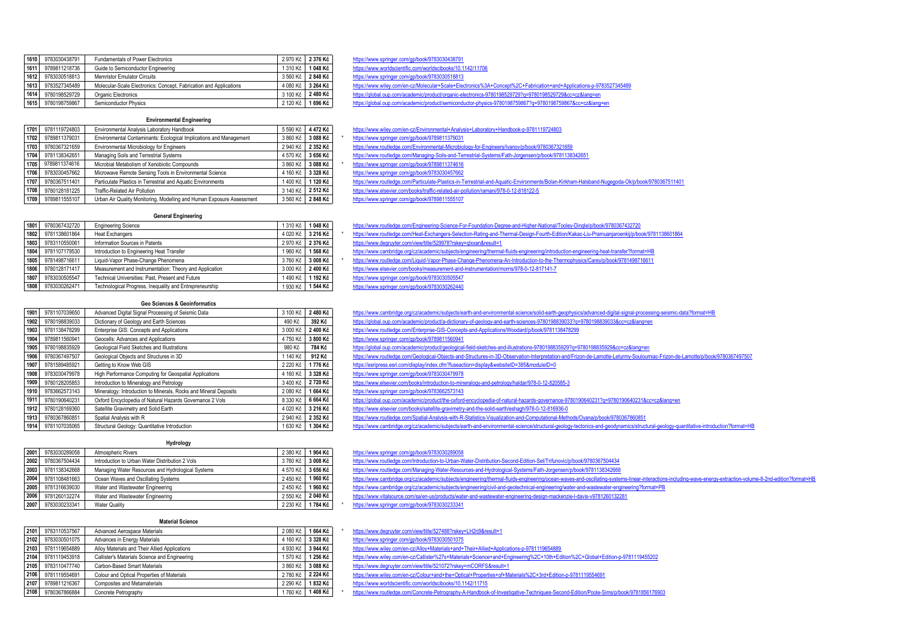| | | | | | | |
|---|---|---|---|---|---|---|
| 1610 | 9783030438791 | Fundamentals of Power Electronics | 2 970 Kč | **2 376 Kč** | | https://www.springer.com/gp/book/9783030438791 |
| 1611 | 9789811218736 | Guide to Semiconductor Engineering | 1 310 Kč | **1 048 Kč** | | https://www.worldscientific.com/worldscibooks/10.1142/11706 |
| 1612 | 9783030518813 | Memristor Emulator Circuits | 3 560 Kč | **2 848 Kč** | | https://www.springer.com/gp/book/9783030518813 |
| 1613 | 9783527345489 | Molecular-Scale Electronics: Concept, Fabrication and Applications | 4 080 Kč | **3 264 Kč** | | https://www.wiley.com/en-cz/Molecular+Scale+Electronics%3A+Concept%2C+Fabrication+and+Applications-p-9783527345489 |
| 1614 | 9780198529729 | Organic Electronics | 3 100 Kč | **2 480 Kč** | | https://global.oup.com/academic/product/organic-electronics-9780198529729?q=9780198529729&cc=cz&lang=en |
| 1615 | 9780198759867 | Semiconductor Physics | 2 120 Kč | **1 696 Kč** | | https://global.oup.com/academic/product/semiconductor-physics-9780198759867?q=9780198759867&cc=cz&lang=en |

**Environmental Engineering**

| | | | | | | |
|---|---|---|---|---|---|---|
| 1701 | 9781119724803 | Environmental Analysis Laboratory Handbook | 5 590 Kč | **4 472 Kč** | | https://www.wiley.com/en-cz/Environmental+Analysis+Laboratory+Handbook-p-9781119724803 |
| 1702 | 9789811379031 | Environmental Contaminants: Ecological Implications and Management | 3 860 Kč | **3 088 Kč** | * | https://www.springer.com/gp/book/9789811379031 |
| 1703 | 9780367321659 | Environmental Microbiology for Engineers | 2 940 Kč | **2 352 Kč** | | https://www.routledge.com/Environmental-Microbiology-for-Engineers/Ivanov/p/book/9780367321659 |
| 1704 | 9781138342651 | Managing Soils and Terrestrial Systems | 4 570 Kč | **3 656 Kč** | | https://www.routledge.com/Managing-Soils-and-Terrestrial-Systems/Fath-Jorgensen/p/book/9781138342651 |
| 1705 | 9789811374616 | Microbial Metabolism of Xenobiotic Compounds | 3 860 Kč | **3 088 Kč** | * | https://www.springer.com/gp/book/9789811374616 |
| 1706 | 9783030457662 | Microwave Remote Sensing Tools in Environmental Science | 4 160 Kč | **3 328 Kč** | | https://www.springer.com/gp/book/9783030457662 |
| 1707 | 9780367511401 | Particulate Plastics in Terrestrial and Aquatic Environments | 1 400 Kč | **1 120 Kč** | | https://www.routledge.com/Particulate-Plastics-in-Terrestrial-and-Aquatic-Environments/Bolan-Kirkham-Halsband-Nugegoda-Ok/p/book/9780367511401 |
| 1708 | 9780128181225 | Traffic-Related Air Pollution | 3 140 Kč | **2 512 Kč** | | https://www.elsevier.com/books/traffic-related-air-pollution/ramani/978-0-12-818122-5 |
| 1709 | 9789811555107 | Urban Air Quality Monitoring, Modelling and Human Exposure Assessment | 3 560 Kč | **2 848 Kč** | | https://www.springer.com/gp/book/9789811555107 |

**General Engineering**

| | | | | | | |
|---|---|---|---|---|---|---|
| 1801 | 9780367432720 | Engineering Science | 1 310 Kč | **1 048 Kč** | | https://www.routledge.com/Engineering-Science-For-Foundation-Degree-and-Higher-National/Tooley-Dingle/p/book/9780367432720 |
| 1802 | 9781138601864 | Heat Exchangers | 4 020 Kč | **3 216 Kč** | * | https://www.routledge.com/Heat-Exchangers-Selection-Rating-and-Thermal-Design-Fourth-Edition/Kakac-Liu-Pramuanjaroenkij/p/book/9781138601864 |
| 1803 | 9783110550061 | Information Sources in Patents | 2 970 Kč | **2 376 Kč** | | https://www.degruyter.com/view/title/529978?rskey=qixxan&result=1 |
| 1804 | 9781107179530 | Introduction to Engineering Heat Transfer | 1 960 Kč | **1 568 Kč** | | https://www.cambridge.org/cz/academic/subjects/engineering/thermal-fluids-engineering/introduction-engineering-heat-transfer?format=HB |
| 1805 | 9781498716611 | Liquid-Vapor Phase-Change Phenomena | 3 760 Kč | **3 008 Kč** | * | https://www.routledge.com/Liquid-Vapor-Phase-Change-Phenomena-An-Introduction-to-the-Thermophysics/Carey/p/book/9781498716611 |
| 1806 | 9780128171417 | Measurement and Instrumentation: Theory and Application | 3 000 Kč | **2 400 Kč** | | https://www.elsevier.com/books/measurement-and-instrumentation/morris/978-0-12-817141-7 |
| 1807 | 9783030505547 | Technical Universities: Past, Present and Future | 1 490 Kč | **1 192 Kč** | | https://www.springer.com/gp/book/9783030505547 |
| 1808 | 9783030262471 | Technological Progress, Inequality and Entrepreneurship | 1 930 Kč | **1 544 Kč** | | https://www.springer.com/gp/book/9783030262440 |

**Geo Sciences & Geoinformatics**

| | | | | | | |
|---|---|---|---|---|---|---|
| 1901 | 9781107039650 | Advanced Digital Signal Processing of Seismic Data | 3 100 Kč | **2 480 Kč** | | https://www.cambridge.org/cz/academic/subjects/earth-and-environmental-science/solid-earth-geophysics/advanced-digital-signal-processing-seismic-data?format=HB |
| 1902 | 9780198839033 | Dictionary of Geology and Earth Sciences | 490 Kč | **392 Kč** | | https://global.oup.com/academic/product/a-dictionary-of-geology-and-earth-sciences-9780198839033?q=9780198839033&cc=cz&lang=en |
| 1903 | 9781138478299 | Enterprise GIS: Concepts and Applications | 3 000 Kč | **2 400 Kč** | | https://www.routledge.com/Enterprise-GIS-Concepts-and-Applications/Woodard/p/book/9781138478299 |
| 1904 | 9789811560941 | Geocells: Advances and Applications | 4 750 Kč | **3 800 Kč** | | https://www.springer.com/gp/book/9789811560941 |
| 1905 | 9780198835929 | Geological Field Sketches and Illustrations | 980 Kč | **784 Kč** | | https://global.oup.com/academic/product/geological-field-sketches-and-illustrations-9780198835929?q=9780198835929&cc=cz&lang=en |
| 1906 | 9780367497507 | Geological Objects and Structures in 3D | 1 140 Kč | **912 Kč** | | https://www.routledge.com/Geological-Objects-and-Structures-in-3D-Observation-Interpretation-and/Frizon-de-Lamotte-Leturmy-Souloumiac-Frizon-de-Lamotte/p/book/9780367497507 |
| 1907 | 9781589485921 | Getting to Know Web GIS | 2 220 Kč | **1 776 Kč** | | https://esripress.esri.com/display/index.cfm?fuseaction=display&websiteID=385&moduleID=0 |
| 1908 | 9783030479978 | High Performance Computing for Geospatial Applications | 4 160 Kč | **3 328 Kč** | | https://www.springer.com/gp/book/9783030479978 |
| 1909 | 9780128205853 | Introduction to Mineralogy and Petrology | 3 400 Kč | **2 720 Kč** | | https://www.elsevier.com/books/introduction-to-mineralogy-and-petrology/haldar/978-0-12-820585-3 |
| 1910 | 9783662573143 | Mineralogy: Introduction to Minerals, Rocks and Mineral Deposits | 2 080 Kč | **1 664 Kč** | | https://www.springer.com/gp/book/9783662573143 |
| 1911 | 9780190640231 | Oxford Encyclopedia of Natural Hazards Governance 2 Vols | 8 330 Kč | **6 664 Kč** | | https://global.oup.com/academic/product/the-oxford-encyclopedia-of-natural-hazards-governance-9780190640231?q=9780190640231&cc=cz&lang=en |
| 1912 | 9780128169360 | Satellite Gravimetry and Solid Earth | 4 020 Kč | **3 216 Kč** | | https://www.elsevier.com/books/satellite-gravimetry-and-the-solid-earth/eshagh/978-0-12-816936-0 |
| 1913 | 9780367860851 | Spatial Analysis with R | 2 940 Kč | **2 352 Kč** | | https://www.routledge.com/Spatial-Analysis-with-R-Statistics-Visualization-and-Computational-Methods/Oyana/p/book/9780367860851 |
| 1914 | 9781107035065 | Structural Geology: Quantitative Introduction | 1 630 Kč | **1 304 Kč** | | https://www.cambridge.org/cz/academic/subjects/earth-and-environmental-science/structural-geology-tectonics-and-geodynamics/structural-geology-quantitative-introduction?format=HB |

**Hydrology**

| | | | | | | |
|---|---|---|---|---|---|---|
| 2001 | 9783030289058 | Atmospheric Rivers | 2 380 Kč | **1 904 Kč** | | https://www.springer.com/gp/book/9783030289058 |
| 2002 | 9780367504434 | Introduction to Urban Water Distribution 2 Vols | 3 760 Kč | **3 008 Kč** | | https://www.routledge.com/Introduction-to-Urban-Water-Distribution-Second-Edition-Set/Trifunovic/p/book/9780367504434 |
| 2003 | 9781138342668 | Managing Water Resources and Hydrological Systems | 4 570 Kč | **3 656 Kč** | | https://www.routledge.com/Managing-Water-Resources-and-Hydrological-Systems/Fath-Jorgensen/p/book/9781138342668 |
| 2004 | 9781108481663 | Ocean Waves and Oscillating Systems | 2 450 Kč | **1 960 Kč** | | https://www.cambridge.org/cz/academic/subjects/engineering/thermal-fluids-engineering/ocean-waves-and-oscillating-systems-linear-interactions-including-wave-energy-extraction-volume-8-2nd-edition?format=HB |
| 2005 | 9781316639030 | Water and Wastewater Engineering | 2 450 Kč | **1 960 Kč** | | https://www.cambridge.org/cz/academic/subjects/engineering/civil-and-geotechnical-engineering/water-and-wastewater-engineering?format=PB |
| 2006 | 9781260132274 | Water and Wastewater Engineering | 2 550 Kč | **2 040 Kč** | | https://www.vitalsource.com/sa/en-us/products/water-and-wastewater-engineering-design-mackenzie-l-davis-v9781260132281 |
| 2007 | 9783030233341 | Water Quality | 2 230 Kč | **1 784 Kč** | * | https://www.springer.com/gp/book/9783030233341 |

**Material Science**

| | | | | | | |
|---|---|---|---|---|---|---|
| 2101 | 9783110537567 | Advanced Aerospace Materials | 2 080 Kč | **1 664 Kč** | * | https://www.degruyter.com/view/title/527488?rskey=LH2rj9&result=1 |
| 2102 | 9783030501075 | Advances in Energy Materials | 4 160 Kč | **3 328 Kč** | | https://www.springer.com/gp/book/9783030501075 |
| 2103 | 9781119654889 | Alloy Materials and Their Allied Applications | 4 930 Kč | **3 944 Kč** | | https://www.wiley.com/en-cz/Alloy+Materials+and+Their+Allied+Applications-p-9781119654889 |
| 2104 | 9781119453918 | Callister's Materials Science and Engineering | 1 570 Kč | **1 256 Kč** | | https://www.wiley.com/en-cz/Callister%27s+Materials+Science+and+Engineering%2C+10th+Edition%2C+Global+Edition-p-9781119455202 |
| 2105 | 9783110477740 | Carbon-Based Smart Materials | 3 860 Kč | **3 088 Kč** | | https://www.degruyter.com/view/title/521072?rskey=mCORFS&result=1 |
| 2106 | 9781119554691 | Colour and Optical Properties of Materials | 2 780 Kč | **2 224 Kč** | | https://www.wiley.com/en-cz/Colour+and+the+Optical+Properties+of+Materials%2C+3rd+Edition-p-9781119554691 |
| 2107 | 9789811216367 | Composites and Metamaterials | 2 290 Kč | **1 832 Kč** | | https://www.worldscientific.com/worldscibooks/10.1142/11715 |
| 2108 | 9780367866884 | Concrete Petrography | 1 760 Kč | **1 408 Kč** | * | https://www.routledge.com/Concrete-Petrography-A-Handbook-of-Investigative-Techniques-Second-Edition/Poole-Sims/p/book/9781856176903 |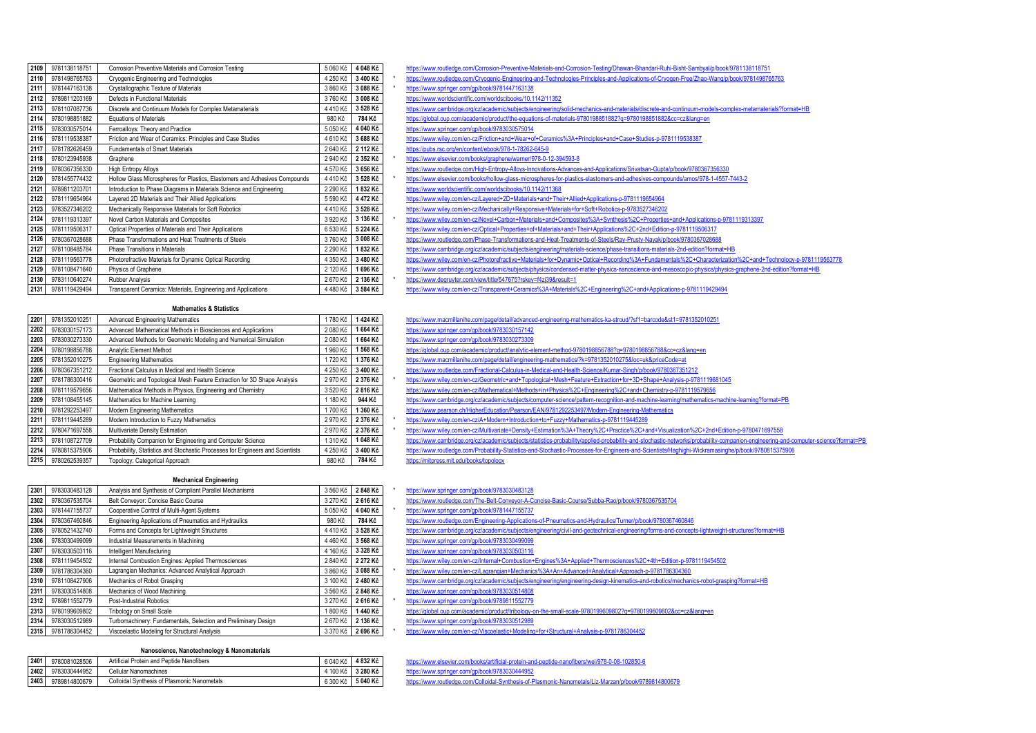| | | | | | | |
|---|---|---|---|---|---|---|
| 2109 | 9781138118751 | Corrosion Preventive Materials and Corrosion Testing | 5 060 Kč | 4 048 Kč | | https://www.routledge.com/Corrosion-Preventive-Materials-and-Corrosion-Testing/Dhawan-Bhandari-Ruhi-Bisht-Sambyal/p/book/9781138118751 |
| 2110 | 9781498765763 | Cryogenic Engineering and Technologies | 4 250 Kč | 3 400 Kč | * | https://www.routledge.com/Cryogenic-Engineering-and-Technologies-Principles-and-Applications-of-Cryogen-Free/Zhao-Wang/p/book/9781498765763 |
| 2111 | 9781447163138 | Crystallographic Texture of Materials | 3 860 Kč | 3 088 Kč | * | https://www.springer.com/gp/book/9781447163138 |
| 2112 | 9789811203169 | Defects in Functional Materials | 3 760 Kč | 3 008 Kč | | https://www.worldscientific.com/worldscibooks/10.1142/11352 |
| 2113 | 9781107087736 | Discrete and Continuum Models for Complex Metamaterials | 4 410 Kč | 3 528 Kč | | https://www.cambridge.org/cz/academic/subjects/engineering/solid-mechanics-and-materials/discrete-and-continuum-models-complex-metamaterials?format=HB |
| 2114 | 9780198851882 | Equations of Materials | 980 Kč | 784 Kč | | https://global.oup.com/academic/product/the-equations-of-materials-9780198851882?q=9780198851882&cc=cz&lang=en |
| 2115 | 9783030575014 | Ferroalloys: Theory and Practice | 5 050 Kč | 4 040 Kč | | https://www.springer.com/gp/book/9783030575014 |
| 2116 | 9781119538387 | Friction and Wear of Ceramics: Principles and Case Studies | 4 610 Kč | 3 688 Kč | | https://www.wiley.com/en-cz/Friction+and+Wear+of+Ceramics%3A+Principles+and+Case+Studies-p-9781119538387 |
| 2117 | 9781782626459 | Fundamentals of Smart Materials | 2 640 Kč | 2 112 Kč | | https://pubs.rsc.org/en/content/ebook/978-1-78262-645-9 |
| 2118 | 9780123945938 | Graphene | 2 940 Kč | 2 352 Kč | * | https://www.elsevier.com/books/graphene/warner/978-0-12-394593-8 |
| 2119 | 9780367356330 | High Entropy Alloys | 4 570 Kč | 3 656 Kč | | https://www.routledge.com/High-Entropy-Alloys-Innovations-Advances-and-Applications/Srivatsan-Gupta/p/book/9780367356330 |
| 2120 | 9781455774432 | Hollow Glass Microspheres for Plastics, Elastomers and Adhesives Compounds | 4 410 Kč | 3 528 Kč | * | https://www.elsevier.com/books/hollow-glass-microspheres-for-plastics-elastomers-and-adhesives-compounds/amos/978-1-4557-7443-2 |
| 2121 | 9789811203701 | Introduction to Phase Diagrams in Materials Science and Engineering | 2 290 Kč | 1 832 Kč | | https://www.worldscientific.com/worldscibooks/10.1142/11368 |
| 2122 | 9781119654964 | Layered 2D Materials and Their Allied Applications | 5 590 Kč | 4 472 Kč | | https://www.wiley.com/en-cz/Layered+2D+Materials+and+Their+Allied+Applications-p-9781119654964 |
| 2123 | 9783527346202 | Mechanically Responsive Materials for Soft Robotics | 4 410 Kč | 3 528 Kč | | https://www.wiley.com/en-cz/Mechanically+Responsive+Materials+for+Soft+Robotics-p-9783527346202 |
| 2124 | 9781119313397 | Novel Carbon Materials and Composites | 3 920 Kč | 3 136 Kč | * | https://www.wiley.com/en-cz/Novel+Carbon+Materials+and+Composites%3A+Synthesis%2C+Properties+and+Applications-p-9781119313397 |
| 2125 | 9781119506317 | Optical Properties of Materials and Their Applications | 6 530 Kč | 5 224 Kč | | https://www.wiley.com/en-cz/Optical+Properties+of+Materials+and+Their+Applications%2C+2nd+Edition-p-9781119506317 |
| 2126 | 9780367028688 | Phase Transformations and Heat Treatments of Steels | 3 760 Kč | 3 008 Kč | | https://www.routledge.com/Phase-Transformations-and-Heat-Treatments-of-Steels/Ray-Prusty-Nayak/p/book/9780367028688 |
| 2127 | 9781108485784 | Phase Transitions in Materials | 2 290 Kč | 1 832 Kč | | https://www.cambridge.org/cz/academic/subjects/engineering/materials-science/phase-transitions-materials-2nd-edition?format=HB |
| 2128 | 9781119563778 | Photorefractive Materials for Dynamic Optical Recording | 4 350 Kč | 3 480 Kč | | https://www.wiley.com/en-cz/Photorefractive+Materials+for+Dynamic+Optical+Recording%3A+Fundamentals%2C+Characterization%2C+and+Technology-p-9781119563778 |
| 2129 | 9781108471640 | Physics of Graphene | 2 120 Kč | 1 696 Kč | | https://www.cambridge.org/cz/academic/subjects/physics/condensed-matter-physics-nanoscience-and-mesoscopic-physics/physics-graphene-2nd-edition?format=HB |
| 2130 | 9783110640274 | Rubber Analysis | 2 670 Kč | 2 136 Kč | * | https://www.degruyter.com/view/title/547675?rskey=f4zj39&result=1 |
| 2131 | 9781119429494 | Transparent Ceramics: Materials, Engineering and Applications | 4 480 Kč | 3 584 Kč | | https://www.wiley.com/en-cz/Transparent+Ceramics%3A+Materials%2C+Engineering%2C+and+Applications-p-9781119429494 |

**Mathematics & Statistics**

| | | | | | | |
|---|---|---|---|---|---|---|
| 2201 | 9781352010251 | Advanced Engineering Mathematics | 1 780 Kč | 1 424 Kč | | https://www.macmillanihe.com/page/detail/advanced-engineering-mathematics-ka-stroud/?sf1=barcode&st1=9781352010251 |
| 2202 | 9783030157173 | Advanced Mathematical Methods in Biosciences and Applications | 2 080 Kč | 1 664 Kč | | https://www.springer.com/gp/book/9783030157142 |
| 2203 | 9783030273330 | Advanced Methods for Geometric Modeling and Numerical Simulation | 2 080 Kč | 1 664 Kč | | https://www.springer.com/gp/book/9783030273309 |
| 2204 | 9780198856788 | Analytic Element Method | 1 960 Kč | 1 568 Kč | | https://global.oup.com/academic/product/analytic-element-method-9780198856788?q=9780198856788&cc=cz&lang=en |
| 2205 | 9781352010275 | Engineering Mathematics | 1 720 Kč | 1 376 Kč | | https://www.macmillanihe.com/page/detail/engineering-mathematics/?k=9781352010275&loc=uk&priceCode=at |
| 2206 | 9780367351212 | Fractional Calculus in Medical and Health Science | 4 250 Kč | 3 400 Kč | | https://www.routledge.com/Fractional-Calculus-in-Medical-and-Health-Science/Kumar-Singh/p/book/9780367351212 |
| 2207 | 9781786300416 | Geometric and Topological Mesh Feature Extraction for 3D Shape Analysis | 2 970 Kč | 2 376 Kč | * | https://www.wiley.com/en-cz/Geometric+and+Topological+Mesh+Feature+Extraction+for+3D+Shape+Analysis-p-9781119681045 |
| 2208 | 9781119579656 | Mathematical Methods in Physics, Engineering and Chemistry | 3 520 Kč | 2 816 Kč | | https://www.wiley.com/en-cz/Mathematical+Methods+in+Physics%2C+Engineering%2C+and+Chemistry-p-9781119579656 |
| 2209 | 9781108455145 | Mathematics for Machine Learning | 1 180 Kč | 944 Kč | | https://www.cambridge.org/cz/academic/subjects/computer-science/pattern-recognition-and-machine-learning/mathematics-machine-learning?format=PB |
| 2210 | 9781292253497 | Modern Engineering Mathematics | 1 700 Kč | 1 360 Kč | | https://www.pearson.ch/HigherEducation/Pearson/EAN/9781292253497/Modern-Engineering-Mathematics |
| 2211 | 9781119445289 | Modern Introduction to Fuzzy Mathematics | 2 970 Kč | 2 376 Kč | * | https://www.wiley.com/en-cz/A+Modern+Introduction+to+Fuzzy+Mathematics-p-9781119445289 |
| 2212 | 9780471697558 | Multivariate Density Estimation | 2 970 Kč | 2 376 Kč | * | https://www.wiley.com/en-cz/Multivariate+Density+Estimation%3A+Theory%2C+Practice%2C+and+Visualization%2C+2nd+Edition-p-9780471697558 |
| 2213 | 9781108727709 | Probability Companion for Engineering and Computer Science | 1 310 Kč | 1 048 Kč | | https://www.cambridge.org/cz/academic/subjects/statistics-probability/applied-probability-and-stochastic-networks/probability-companion-engineering-and-computer-science?format=PB |
| 2214 | 9780815375906 | Probability, Statistics and Stochastic Processes for Engineers and Scientists | 4 250 Kč | 3 400 Kč | | https://www.routledge.com/Probability-Statistics-and-Stochastic-Processes-for-Engineers-and-Scientists/Haghighi-Wickramasinghe/p/book/9780815375906 |
| 2215 | 9780262539357 | Topology: Categorical Approach | 980 Kč | 784 Kč | | https://mitpress.mit.edu/books/topology |

**Mechanical Engineering**

| | | | | | | |
|---|---|---|---|---|---|---|
| 2301 | 9783030483128 | Analysis and Synthesis of Compliant Parallel Mechanisms | 3 560 Kč | 2 848 Kč | * | https://www.springer.com/gp/book/9783030483128 |
| 2302 | 9780367535704 | Belt Conveyor: Concise Basic Course | 3 270 Kč | 2 616 Kč | | https://www.routledge.com/The-Belt-Conveyor-A-Concise-Basic-Course/Subba-Rao/p/book/9780367535704 |
| 2303 | 9781447155737 | Cooperative Control of Multi-Agent Systems | 5 050 Kč | 4 040 Kč | * | https://www.springer.com/gp/book/9781447155737 |
| 2304 | 9780367460846 | Engineering Applications of Pneumatics and Hydraulics | 980 Kč | 784 Kč | | https://www.routledge.com/Engineering-Applications-of-Pneumatics-and-Hydraulics/Turner/p/book/9780367460846 |
| 2305 | 9780521432740 | Forms and Concepts for Lightweight Structures | 4 410 Kč | 3 528 Kč | | https://www.cambridge.org/cz/academic/subjects/engineering/civil-and-geotechnical-engineering/forms-and-concepts-lightweight-structures?format=HB |
| 2306 | 9783030499099 | Industrial Measurements in Machining | 4 460 Kč | 3 568 Kč | | https://www.springer.com/gp/book/9783030499099 |
| 2307 | 9783030503116 | Intelligent Manufacturing | 4 160 Kč | 3 328 Kč | | https://www.springer.com/gp/book/9783030503116 |
| 2308 | 9781119454502 | Internal Combustion Engines: Applied Thermosciences | 2 840 Kč | 2 272 Kč | | https://www.wiley.com/en-cz/Internal+Combustion+Engines%3A+Applied+Thermosciences%2C+4th+Edition-p-9781119454502 |
| 2309 | 9781786304360 | Lagrangian Mechanics: Advanced Analytical Approach | 3 860 Kč | 3 088 Kč | * | https://www.wiley.com/en-cz/Lagrangian+Mechanics%3A+An+Advanced+Analytical+Approach-p-9781786304360 |
| 2310 | 9781108427906 | Mechanics of Robot Grasping | 3 100 Kč | 2 480 Kč | | https://www.cambridge.org/cz/academic/subjects/engineering/engineering-design-kinematics-and-robotics/mechanics-robot-grasping?format=HB |
| 2311 | 9783030514808 | Mechanics of Wood Machining | 3 560 Kč | 2 848 Kč | | https://www.springer.com/gp/book/9783030514808 |
| 2312 | 9789811552779 | Post-Industrial Robotics | 3 270 Kč | 2 616 Kč | * | https://www.springer.com/gp/book/9789811552779 |
| 2313 | 9780199609802 | Tribology on Small Scale | 1 800 Kč | 1 440 Kč | | https://global.oup.com/academic/product/tribology-on-the-small-scale-9780199609802?q=9780199609802&cc=cz&lang=en |
| 2314 | 9783030512989 | Turbomachinery: Fundamentals, Selection and Preliminary Design | 2 670 Kč | 2 136 Kč | | https://www.springer.com/gp/book/9783030512989 |
| 2315 | 9781786304452 | Viscoelastic Modeling for Structural Analysis | 3 370 Kč | 2 696 Kč | * | https://www.wiley.com/en-cz/Viscoelastic+Modeling+for+Structural+Analysis-p-9781786304452 |

**Nanoscience, Nanotechnology & Nanomaterials**

| | | | | | | |
|---|---|---|---|---|---|---|
| 2401 | 9780081028506 | Artificial Protein and Peptide Nanofibers | 6 040 Kč | 4 832 Kč | | https://www.elsevier.com/books/artificial-protein-and-peptide-nanofibers/wei/978-0-08-102850-6 |
| 2402 | 9783030444952 | Cellular Nanomachines | 4 100 Kč | 3 280 Kč | | https://www.springer.com/gp/book/9783030444952 |
| 2403 | 9789814800679 | Colloidal Synthesis of Plasmonic Nanometals | 6 300 Kč | 5 040 Kč | | https://www.routledge.com/Colloidal-Synthesis-of-Plasmonic-Nanometals/Liz-Marzan/p/book/9789814800679 |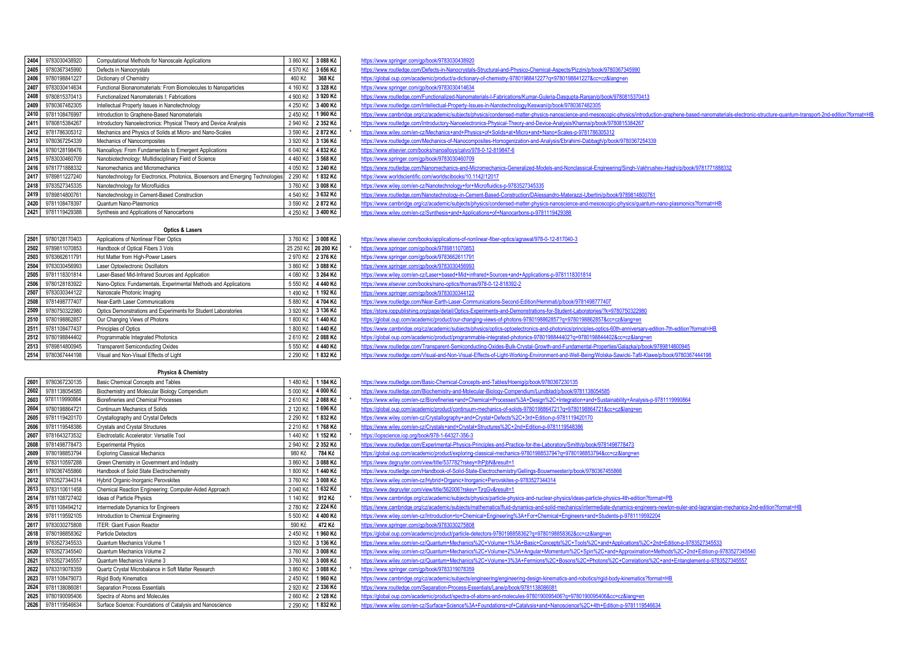| | | | | | | |
|---|---|---|---|---|---|---|
| 2404 | 9783030438920 | Computational Methods for Nanoscale Applications | 3 860 Kč | 3 088 Kč | | https://www.springer.com/gp/book/9783030438920 |
| 2405 | 9780367345990 | Defects in Nanocrystals | 4 570 Kč | 3 656 Kč | | https://www.routledge.com/Defects-in-Nanocrystals-Structural-and-Physico-Chemical-Aspects/Pizzini/p/book/9780367345990 |
| 2406 | 9780198841227 | Dictionary of Chemistry | 460 Kč | 368 Kč | | https://global.oup.com/academic/product/a-dictionary-of-chemistry-9780198841227?q=9780198841227&cc=cz&lang=en |
| 2407 | 9783030414634 | Functional Bionanomaterials: From Biomolecules to Nanoparticles | 4 160 Kč | 3 328 Kč | | https://www.springer.com/gp/book/9783030414634 |
| 2408 | 9780815370413 | Functionalized Nanomaterials I: Fabrications | 4 900 Kč | 3 920 Kč | | https://www.routledge.com/Functionalized-Nanomaterials-I-Fabrications/Kumar-Guleria-Dasgupta-Ranjan/p/book/9780815370413 |
| 2409 | 9780367482305 | Intellectual Property Issues in Nanotechnology | 4 250 Kč | 3 400 Kč | | https://www.routledge.com/Intellectual-Property-Issues-in-Nanotechnology/Keswani/p/book/9780367482305 |
| 2410 | 9781108476997 | Introduction to Graphene-Based Nanomaterials | 2 450 Kč | 1 960 Kč | | https://www.cambridge.org/cz/academic/subjects/physics/condensed-matter-physics-nanoscience-and-mesoscopic-physics/introduction-graphene-based-nanomaterials-electronic-structure-quantum-transport-2nd-edition?format=HB |
| 2411 | 9780815384267 | Introductory Nanoelectronics: Physical Theory and Device Analysis | 2 940 Kč | 2 352 Kč | | https://www.routledge.com/Introductory-Nanoelectronics-Physical-Theory-and-Device-Analysis/Khanna/p/book/9780815384267 |
| 2412 | 9781786305312 | Mechanics and Physics of Solids at Micro- and Nano-Scales | 3 590 Kč | 2 872 Kč | * | https://www.wiley.com/en-cz/Mechanics+and+Physics+of+Solids+at+Micro+and+Nano+Scales-p-9781786305312 |
| 2413 | 9780367254339 | Mechanics of Nanocomposites | 3 920 Kč | 3 136 Kč | | https://www.routledge.com/Mechanics-of-Nanocomposites-Homogenization-and-Analysis/Ebrahimi-Dabbagh/p/book/9780367254339 |
| 2414 | 9780128198476 | Nanoalloys: From Fundamentals to Emergent Applications | 6 040 Kč | 4 832 Kč | | https://www.elsevier.com/books/nanoalloys/calvo/978-0-12-819847-6 |
| 2415 | 9783030460709 | Nanobiotechnology: Multidisciplinary Field of Science | 4 460 Kč | 3 568 Kč | | https://www.springer.com/gp/book/9783030460709 |
| 2416 | 9781771888332 | Nanomechanics and Micromechanics | 4 050 Kč | 3 240 Kč | | https://www.routledge.com/Nanomechanics-and-Micromechanics-Generalized-Models-and-Nonclassical-Engineering/Singh-Vakhrushev-Haghi/p/book/9781771888332 |
| 2417 | 9789811227240 | Nanotechnology for Electronics, Photonics, Biosensors and Emerging Technologies | 2 290 Kč | 1 832 Kč | | https://www.worldscientific.com/worldscibooks/10.1142/12017 |
| 2418 | 9783527345335 | Nanotechnology for Microfluidics | 3 760 Kč | 3 008 Kč | | https://www.wiley.com/en-cz/Nanotechnology+for+Microfluidics-p-9783527345335 |
| 2419 | 9789814800761 | Nanotechnology in Cement-Based Construction | 4 540 Kč | 3 632 Kč | | https://www.routledge.com/Nanotechnology-in-Cement-Based-Construction/DAlessandro-Materazzi-Ubertini/p/book/9789814800761 |
| 2420 | 9781108478397 | Quantum Nano-Plasmonics | 3 590 Kč | 2 872 Kč | | https://www.cambridge.org/cz/academic/subjects/physics/condensed-matter-physics-nanoscience-and-mesoscopic-physics/quantum-nano-plasmonics?format=HB |
| 2421 | 9781119429388 | Synthesis and Applications of Nanocarbons | 4 250 Kč | 3 400 Kč | | https://www.wiley.com/en-cz/Synthesis+and+Applications+of+Nanocarbons-p-9781119429388 |

**Optics & Lasers**

| | | | | | | |
|---|---|---|---|---|---|---|
| 2501 | 9780128170403 | Applications of Nonlinear Fiber Optics | 3 760 Kč | 3 008 Kč | | https://www.elsevier.com/books/applications-of-nonlinear-fiber-optics/agrawal/978-0-12-817040-3 |
| 2502 | 9789811070853 | Handbook of Optical Fibers 3 Vols | 25 250 Kč | 20 200 Kč | * | https://www.springer.com/gp/book/9789811070853 |
| 2503 | 9783662611791 | Hot Matter from High-Power Lasers | 2 970 Kč | 2 376 Kč | | https://www.springer.com/gp/book/9783662611791 |
| 2504 | 9783030456993 | Laser Optoelectronic Oscillators | 3 860 Kč | 3 088 Kč | | https://www.springer.com/gp/book/9783030456993 |
| 2505 | 9781118301814 | Laser-Based Mid-Infrared Sources and Application | 4 080 Kč | 3 264 Kč | | https://www.wiley.com/en-cz/Laser+based+Mid+infrared+Sources+and+Applications-p-9781118301814 |
| 2506 | 9780128183922 | Nano-Optics: Fundamentals, Experimental Methods and Applications | 5 550 Kč | 4 440 Kč | | https://www.elsevier.com/books/nano-optics/thomas/978-0-12-818392-2 |
| 2507 | 9783030344122 | Nanoscale Photonic Imaging | 1 490 Kč | 1 192 Kč | | https://www.springer.com/gp/book/9783030344122 |
| 2508 | 9781498777407 | Near-Earth Laser Communications | 5 880 Kč | 4 704 Kč | | https://www.routledge.com/Near-Earth-Laser-Communications-Second-Edition/Hemmati/p/book/9781498777407 |
| 2509 | 9780750322980 | Optics Demonstrations and Experiments for Student Laboratories | 3 920 Kč | 3 136 Kč | | https://store.ioppublishing.org/page/detail/Optics-Experiments-and-Demonstrations-for-Student-Laboratories/?k=9780750322980 |
| 2510 | 9780198862857 | Our Changing Views of Photons | 1 800 Kč | 1 440 Kč | | https://global.oup.com/academic/product/our-changing-views-of-photons-9780198862857?q=9780198862857&cc=cz&lang=en |
| 2511 | 9781108477437 | Principles of Optics | 1 800 Kč | 1 440 Kč | | https://www.cambridge.org/cz/academic/subjects/physics/optics-optoelectronics-and-photonics/principles-optics-60th-anniversary-edition-7th-edition?format=HB |
| 2512 | 9780198844402 | Programmable Integrated Photonics | 2 610 Kč | 2 088 Kč | | https://global.oup.com/academic/product/programmable-integrated-photonics-9780198844402?q=9780198844402&cc=cz&lang=en |
| 2513 | 9789814800945 | Transparent Semiconducting Oxides | 5 550 Kč | 4 440 Kč | | https://www.routledge.com/Transparent-Semiconducting-Oxides-Bulk-Crystal-Growth-and-Fundamental-Properties/Galazka/p/book/9789814800945 |
| 2514 | 9780367444198 | Visual and Non-Visual Effects of Light | 2 290 Kč | 1 832 Kč | | https://www.routledge.com/Visual-and-Non-Visual-Effects-of-Light-Working-Environment-and-Well-Being/Wolska-Sawicki-Tafil-Klawe/p/book/9780367444198 |

**Physics & Chemistry**

| | | | | | | |
|---|---|---|---|---|---|---|
| 2601 | 9780367230135 | Basic Chemical Concepts and Tables | 1 480 Kč | 1 184 Kč | | https://www.routledge.com/Basic-Chemical-Concepts-and-Tables/Hoenig/p/book/9780367230135 |
| 2602 | 9781138054585 | Biochemistry and Molecular Biology Compendium | 5 000 Kč | 4 000 Kč | | https://www.routledge.com/Biochemistry-and-Molecular-Biology-Compendium/Lundblad/p/book/9781138054585 |
| 2603 | 9781119990864 | Biorefineries and Chemical Processes | 2 610 Kč | 2 088 Kč | * | https://www.wiley.com/en-cz/Biorefineries+and+Chemical+Processes%3A+Design%2C+Integration+and+Sustainability+Analysis-p-9781119990864 |
| 2604 | 9780198864721 | Continuum Mechanics of Solids | 2 120 Kč | 1 696 Kč | | https://global.oup.com/academic/product/continuum-mechanics-of-solids-9780198864721?q=9780198864721&cc=cz&lang=en |
| 2605 | 9781119420170 | Crystallography and Crystal Defects | 2 290 Kč | 1 832 Kč | | https://www.wiley.com/en-cz/Crystallography+and+Crystal+Defects%2C+3rd+Edition-p-9781119420170 |
| 2606 | 9781119548386 | Crystals and Crystal Structures | 2 210 Kč | 1 768 Kč | | https://www.wiley.com/en-cz/Crystals+and+Crystal+Structures%2C+2nd+Edition-p-9781119548386 |
| 2607 | 9781643273532 | Electrostatic Accelerator: Versatile Tool | 1 440 Kč | 1 152 Kč | * | https://iopscience.iop.org/book/978-1-64327-356-3 |
| 2608 | 9781498778473 | Experimental Physics | 2 940 Kč | 2 352 Kč | | https://www.routledge.com/Experimental-Physics-Principles-and-Practice-for-the-Laboratory/Smith/p/book/9781498778473 |
| 2609 | 9780198853794 | Exploring Classical Mechanics | 980 Kč | 784 Kč | | https://global.oup.com/academic/product/exploring-classical-mechanics-9780198853794?q=9780198853794&cc=cz&lang=en |
| 2610 | 9783110597288 | Green Chemistry in Government and Industry | 3 860 Kč | 3 088 Kč | | https://www.degruyter.com/view/title/537782?rskey=lhPjbN&result=1 |
| 2611 | 9780367455866 | Handbook of Solid State Electrochemistry | 1 800 Kč | 1 440 Kč | | https://www.routledge.com/Handbook-of-Solid-State-Electrochemistry/Gellings-Bouwmeester/p/book/9780367455866 |
| 2612 | 9783527344314 | Hybrid Organic-Inorganic Perovskites | 3 760 Kč | 3 008 Kč | | https://www.wiley.com/en-cz/Hybrid+Organic+Inorganic+Perovskites-p-9783527344314 |
| 2613 | 9783110611458 | Chemical Reaction Engineering: Computer-Aided Approach | 2 040 Kč | 1 632 Kč | | https://www.degruyter.com/view/title/562006?rskey=TirqGv&result=1 |
| 2614 | 9781108727402 | Ideas of Particle Physics | 1 140 Kč | 912 Kč | * | https://www.cambridge.org/cz/academic/subjects/physics/particle-physics-and-nuclear-physics/ideas-particle-physics-4th-edition?format=PB |
| 2615 | 9781108494212 | Intermediate Dynamics for Engineers | 2 780 Kč | 2 224 Kč | | https://www.cambridge.org/cz/academic/subjects/mathematics/fluid-dynamics-and-solid-mechanics/intermediate-dynamics-engineers-newton-euler-and-lagrangian-mechanics-2nd-edition?format=HB |
| 2616 | 9781119592105 | Introduction to Chemical Engineering | 5 500 Kč | 4 400 Kč | | https://www.wiley.com/en-cz/Introduction+to+Chemical+Engineering%3A+For+Chemical+Engineers+and+Students-p-9781119592204 |
| 2617 | 9783030275808 | ITER: Giant Fusion Reactor | 590 Kč | 472 Kč | | https://www.springer.com/gp/book/9783030275808 |
| 2618 | 9780198858362 | Particle Detectors | 2 450 Kč | 1 960 Kč | | https://global.oup.com/academic/product/particle-detectors-9780198858362?q=9780198858362&cc=cz&lang=en |
| 2619 | 9783527345533 | Quantum Mechanics Volume 1 | 3 920 Kč | 3 136 Kč | | https://www.wiley.com/en-cz/Quantum+Mechanics%2C+Volume+1%3A+Basic+Concepts%2C+Tools%2C+and+Applications%2C+2nd+Edition-p-9783527345533 |
| 2620 | 9783527345540 | Quantum Mechanics Volume 2 | 3 760 Kč | 3 008 Kč | | https://www.wiley.com/en-cz/Quantum+Mechanics%2C+Volume+2%3A+Angular+Momentum%2C+Spin%2C+and+Approximation+Methods%2C+2nd+Edition-p-9783527345540 |
| 2621 | 9783527345557 | Quantum Mechanics Volume 3 | 3 760 Kč | 3 008 Kč | | https://www.wiley.com/en-cz/Quantum+Mechanics%2C+Volume+3%3A+Fermions%2C+Bosons%2C+Photons%2C+Correlations%2C+and+Entanglement-p-9783527345557 |
| 2622 | 9783319078359 | Quartz Crystal Microbalance in Soft Matter Research | 3 860 Kč | 3 088 Kč | * | https://www.springer.com/gp/book/9783319078359 |
| 2623 | 9781108479073 | Rigid Body Kinematics | 2 450 Kč | 1 960 Kč | | https://www.cambridge.org/cz/academic/subjects/engineering/engineering-design-kinematics-and-robotics/rigid-body-kinematics?format=HB |
| 2624 | 9781138086081 | Separation Process Essentials | 2 920 Kč | 2 336 Kč | | https://www.routledge.com/Separation-Process-Essentials/Lane/p/book/9781138086081 |
| 2625 | 9780190095406 | Spectra of Atoms and Molecules | 2 660 Kč | 2 128 Kč | | https://global.oup.com/academic/product/spectra-of-atoms-and-molecules-9780190095406?q=9780190095406&cc=cz&lang=en |
| 2626 | 9781119546634 | Surface Science: Foundations of Catalysis and Nanoscience | 2 290 Kč | 1 832 Kč | | https://www.wiley.com/en-cz/Surface+Science%3A+Foundations+of+Catalysis+and+Nanoscience%2C+4th+Edition-p-9781119546634 |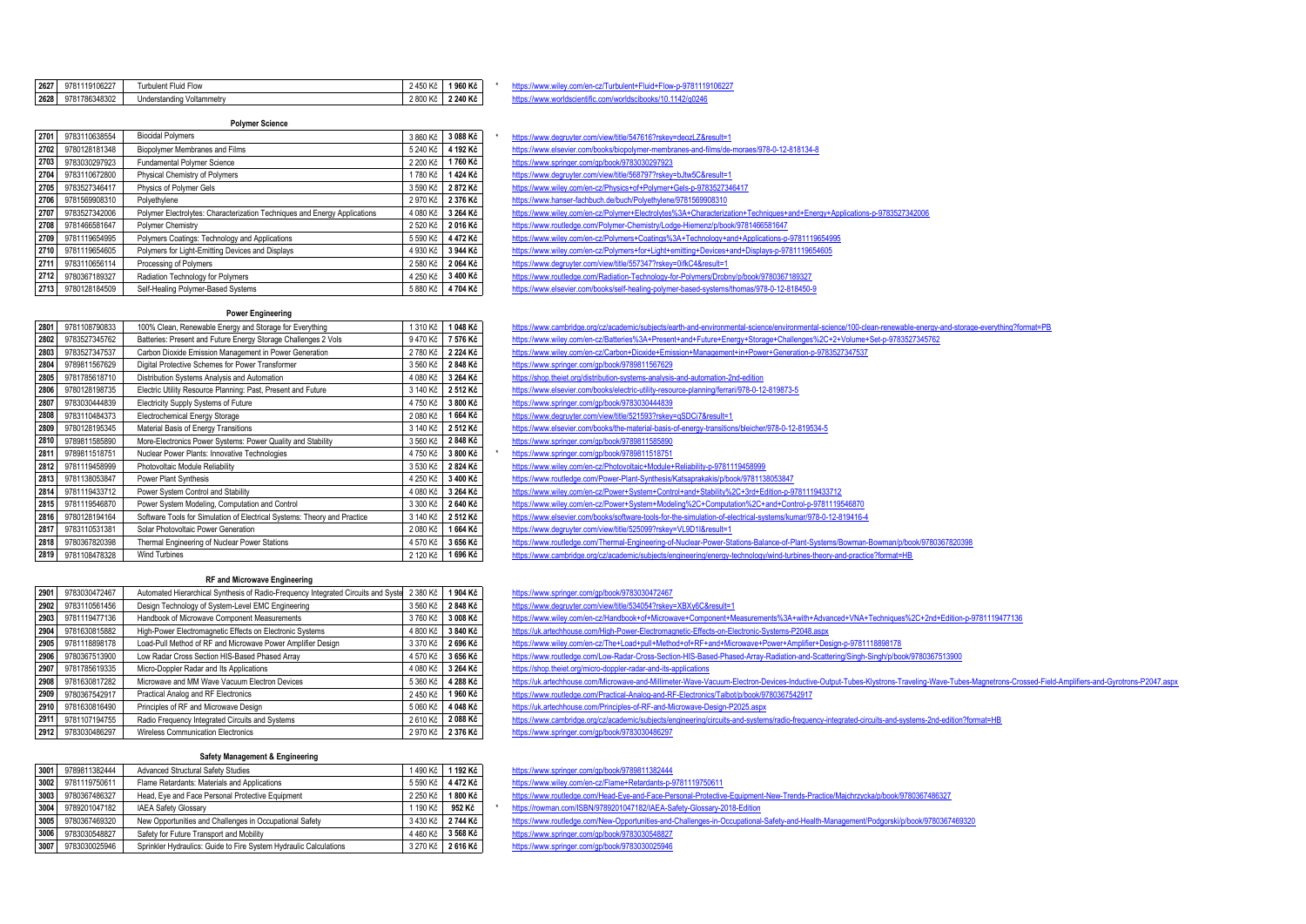| | | | | | | |
|---|---|---|---|---|---|---|
| 2627 | 9781119106227 | Turbulent Fluid Flow | 2 450 Kč | 1 960 Kč | * | https://www.wiley.com/en-cz/Turbulent+Fluid+Flow-p-9781119106227 |
| 2628 | 9781786348302 | Understanding Voltammetry | 2 800 Kč | 2 240 Kč | | https://www.worldscientific.com/worldscibooks/10.1142/q0246 |

### Polymer Science

| | | | | | | |
|---|---|---|---|---|---|---|
| 2701 | 9783110638554 | Biocidal Polymers | 3 860 Kč | 3 088 Kč | * | https://www.degruyter.com/view/title/547616?rskey=deozLZ&result=1 |
| 2702 | 9780128181348 | Biopolymer Membranes and Films | 5 240 Kč | 4 192 Kč | | https://www.elsevier.com/books/biopolymer-membranes-and-films/de-moraes/978-0-12-818134-8 |
| 2703 | 9783030297923 | Fundamental Polymer Science | 2 200 Kč | 1 760 Kč | | https://www.springer.com/gp/book/9783030297923 |
| 2704 | 9783110672800 | Physical Chemistry of Polymers | 1 780 Kč | 1 424 Kč | | https://www.degruyter.com/view/title/568797?rskey=bJtw5C&result=1 |
| 2705 | 9783527346417 | Physics of Polymer Gels | 3 590 Kč | 2 872 Kč | | https://www.wiley.com/en-cz/Physics+of+Polymer+Gels-p-9783527346417 |
| 2706 | 9781569908310 | Polyethylene | 2 970 Kč | 2 376 Kč | | https://www.hanser-fachbuch.de/buch/Polyethylene/9781569908310 |
| 2707 | 9783527342006 | Polymer Electrolytes: Characterization Techniques and Energy Applications | 4 080 Kč | 3 264 Kč | | https://www.wiley.com/en-cz/Polymer+Electrolytes%3A+Characterization+Techniques+and+Energy+Applications-p-9783527342006 |
| 2708 | 9781466581647 | Polymer Chemistry | 2 520 Kč | 2 016 Kč | | https://www.routledge.com/Polymer-Chemistry/Lodge-Hiemenz/p/book/9781466581647 |
| 2709 | 9781119654995 | Polymers Coatings: Technology and Applications | 5 590 Kč | 4 472 Kč | | https://www.wiley.com/en-cz/Polymers+Coatings%3A+Technology+and+Applications-p-9781119654995 |
| 2710 | 9781119654605 | Polymers for Light-Emitting Devices and Displays | 4 930 Kč | 3 944 Kč | | https://www.wiley.com/en-cz/Polymers+for+Light+emitting+Devices+and+Displays-p-9781119654605 |
| 2711 | 9783110656114 | Processing of Polymers | 2 580 Kč | 2 064 Kč | | https://www.degruyter.com/view/title/557347?rskey=0ifkC4&result=1 |
| 2712 | 9780367189327 | Radiation Technology for Polymers | 4 250 Kč | 3 400 Kč | | https://www.routledge.com/Radiation-Technology-for-Polymers/Drobny/p/book/9780367189327 |
| 2713 | 9780128184509 | Self-Healing Polymer-Based Systems | 5 880 Kč | 4 704 Kč | | https://www.elsevier.com/books/self-healing-polymer-based-systems/thomas/978-0-12-818450-9 |

### Power Engineering

| | | | | | | |
|---|---|---|---|---|---|---|
| 2801 | 9781108790833 | 100% Clean, Renewable Energy and Storage for Everything | 1 310 Kč | 1 048 Kč | | https://www.cambridge.org/cz/academic/subjects/earth-and-environmental-science/environmental-science/100-clean-renewable-energy-and-storage-everything?format=PB |
| 2802 | 9783527345762 | Batteries: Present and Future Energy Storage Challenges 2 Vols | 9 470 Kč | 7 576 Kč | | https://www.wiley.com/en-cz/Batteries%3A+Present+and+Future+Energy+Storage+Challenges%2C+2+Volume+Set-p-9783527345762 |
| 2803 | 9783527347537 | Carbon Dioxide Emission Management in Power Generation | 2 780 Kč | 2 224 Kč | | https://www.wiley.com/en-cz/Carbon+Dioxide+Emission+Management+in+Power+Generation-p-9783527347537 |
| 2804 | 9789811567629 | Digital Protective Schemes for Power Transformer | 3 560 Kč | 2 848 Kč | | https://www.springer.com/gp/book/9789811567629 |
| 2805 | 9781785618710 | Distribution Systems Analysis and Automation | 4 080 Kč | 3 264 Kč | | https://shop.theiet.org/distribution-systems-analysis-and-automation-2nd-edition |
| 2806 | 9780128198735 | Electric Utility Resource Planning: Past, Present and Future | 3 140 Kč | 2 512 Kč | | https://www.elsevier.com/books/electric-utility-resource-planning/ferrari/978-0-12-819873-5 |
| 2807 | 9783030444839 | Electricity Supply Systems of Future | 4 750 Kč | 3 800 Kč | | https://www.springer.com/gp/book/9783030444839 |
| 2808 | 9783110484373 | Electrochemical Energy Storage | 2 080 Kč | 1 664 Kč | | https://www.degruyter.com/view/title/521593?rskey=qSDCi7&result=1 |
| 2809 | 9780128195345 | Material Basis of Energy Transitions | 3 140 Kč | 2 512 Kč | | https://www.elsevier.com/books/the-material-basis-of-energy-transitions/bleicher/978-0-12-819534-5 |
| 2810 | 9789811585890 | More-Electronics Power Systems: Power Quality and Stability | 3 560 Kč | 2 848 Kč | | https://www.springer.com/gp/book/9789811585890 |
| 2811 | 9789811518751 | Nuclear Power Plants: Innovative Technologies | 4 750 Kč | 3 800 Kč | * | https://www.springer.com/gp/book/9789811518751 |
| 2812 | 9781119458999 | Photovoltaic Module Reliability | 3 530 Kč | 2 824 Kč | | https://www.wiley.com/en-cz/Photovoltaic+Module+Reliability-p-9781119458999 |
| 2813 | 9781138053847 | Power Plant Synthesis | 4 250 Kč | 3 400 Kč | | https://www.routledge.com/Power-Plant-Synthesis/Katsaprakakis/p/book/9781138053847 |
| 2814 | 9781119433712 | Power System Control and Stability | 4 080 Kč | 3 264 Kč | | https://www.wiley.com/en-cz/Power+System+Control+and+Stability%2C+3rd+Edition-p-9781119433712 |
| 2815 | 9781119546870 | Power System Modeling, Computation and Control | 3 300 Kč | 2 640 Kč | | https://www.wiley.com/en-cz/Power+System+Modeling%2C+Computation%2C+and+Control-p-9781119546870 |
| 2816 | 9780128194164 | Software Tools for Simulation of Electrical Systems: Theory and Practice | 3 140 Kč | 2 512 Kč | | https://www.elsevier.com/books/software-tools-for-the-simulation-of-electrical-systems/kumar/978-0-12-819416-4 |
| 2817 | 9783110531381 | Solar Photovoltaic Power Generation | 2 080 Kč | 1 664 Kč | | https://www.degruyter.com/view/title/525099?rskey=VL9D1I&result=1 |
| 2818 | 9780367820398 | Thermal Engineering of Nuclear Power Stations | 4 570 Kč | 3 656 Kč | | https://www.routledge.com/Thermal-Engineering-of-Nuclear-Power-Stations-Balance-of-Plant-Systems/Bowman-Bowman/p/book/9780367820398 |
| 2819 | 9781108478328 | Wind Turbines | 2 120 Kč | 1 696 Kč | | https://www.cambridge.org/cz/academic/subjects/engineering/energy-technology/wind-turbines-theory-and-practice?format=HB |

### RF and Microwave Engineering

| | | | | | | |
|---|---|---|---|---|---|---|
| 2901 | 9783030472467 | Automated Hierarchical Synthesis of Radio-Frequency Integrated Circuits and Syste | 2 380 Kč | 1 904 Kč | | https://www.springer.com/gp/book/9783030472467 |
| 2902 | 9783110561456 | Design Technology of System-Level EMC Engineering | 3 560 Kč | 2 848 Kč | | https://www.degruyter.com/view/title/534054?rskey=XBXy6C&result=1 |
| 2903 | 9781119477136 | Handbook of Microwave Component Measurements | 3 760 Kč | 3 008 Kč | | https://www.wiley.com/en-cz/Handbook+of+Microwave+Component+Measurements%3A+with+Advanced+VNA+Techniques%2C+2nd+Edition-p-9781119477136 |
| 2904 | 9781630815882 | High-Power Electromagnetic Effects on Electronic Systems | 4 800 Kč | 3 840 Kč | | https://uk.artechhouse.com/High-Power-Electromagnetic-Effects-on-Electronic-Systems-P2048.aspx |
| 2905 | 9781118898178 | Load-Pull Method of RF and Microwave Power Amplifier Design | 3 370 Kč | 2 696 Kč | | https://www.wiley.com/en-cz/The+Load+pull+Method+of+RF+and+Microwave+Power+Amplifier+Design-p-9781118898178 |
| 2906 | 9780367513900 | Low Radar Cross Section HIS-Based Phased Array | 4 570 Kč | 3 656 Kč | | https://www.routledge.com/Low-Radar-Cross-Section-HIS-Based-Phased-Array-Radiation-and-Scattering/Singh-Singh/p/book/9780367513900 |
| 2907 | 9781785619335 | Micro-Doppler Radar and Its Applications | 4 080 Kč | 3 264 Kč | | https://shop.theiet.org/micro-doppler-radar-and-its-applications |
| 2908 | 9781630817282 | Microwave and MM Wave Vacuum Electron Devices | 5 360 Kč | 4 288 Kč | | https://uk.artechhouse.com/Microwave-and-Millimeter-Wave-Vacuum-Electron-Devices-Inductive-Output-Tubes-Klystrons-Traveling-Wave-Tubes-Magnetrons-Crossed-Field-Amplifiers-and-Gyrotrons-P2047.aspx |
| 2909 | 9780367542917 | Practical Analog and RF Electronics | 2 450 Kč | 1 960 Kč | | https://www.routledge.com/Practical-Analog-and-RF-Electronics/Talbot/p/book/9780367542917 |
| 2910 | 9781630816490 | Principles of RF and Microwave Design | 5 060 Kč | 4 048 Kč | | https://uk.artechhouse.com/Principles-of-RF-and-Microwave-Design-P2025.aspx |
| 2911 | 9781107194755 | Radio Frequency Integrated Circuits and Systems | 2 610 Kč | 2 088 Kč | | https://www.cambridge.org/cz/academic/subjects/engineering/circuits-and-systems/radio-frequency-integrated-circuits-and-systems-2nd-edition?format=HB |
| 2912 | 9783030486297 | Wireless Communication Electronics | 2 970 Kč | 2 376 Kč | | https://www.springer.com/gp/book/9783030486297 |

### Safety Management & Engineering

| | | | | | | |
|---|---|---|---|---|---|---|
| 3001 | 9789811382444 | Advanced Structural Safety Studies | 1 490 Kč | 1 192 Kč | | https://www.springer.com/gp/book/9789811382444 |
| 3002 | 9781119750611 | Flame Retardants: Materials and Applications | 5 590 Kč | 4 472 Kč | | https://www.wiley.com/en-cz/Flame+Retardants-p-9781119750611 |
| 3003 | 9780367486327 | Head, Eye and Face Personal Protective Equipment | 2 250 Kč | 1 800 Kč | | https://www.routledge.com/Head-Eye-and-Face-Personal-Protective-Equipment-New-Trends-Practice/Majchrzycka/p/book/9780367486327 |
| 3004 | 9789201047182 | IAEA Safety Glossary | 1 190 Kč | 952 Kč | * | https://rowman.com/ISBN/9789201047182/IAEA-Safety-Glossary-2018-Edition |
| 3005 | 9780367469320 | New Opportunities and Challenges in Occupational Safety | 3 430 Kč | 2 744 Kč | | https://www.routledge.com/New-Opportunities-and-Challenges-in-Occupational-Safety-and-Health-Management/Podgorski/p/book/9780367469320 |
| 3006 | 9783030548827 | Safety for Future Transport and Mobility | 4 460 Kč | 3 568 Kč | | https://www.springer.com/gp/book/9783030548827 |
| 3007 | 9783030025946 | Sprinkler Hydraulics: Guide to Fire System Hydraulic Calculations | 3 270 Kč | 2 616 Kč | | https://www.springer.com/gp/book/9783030025946 |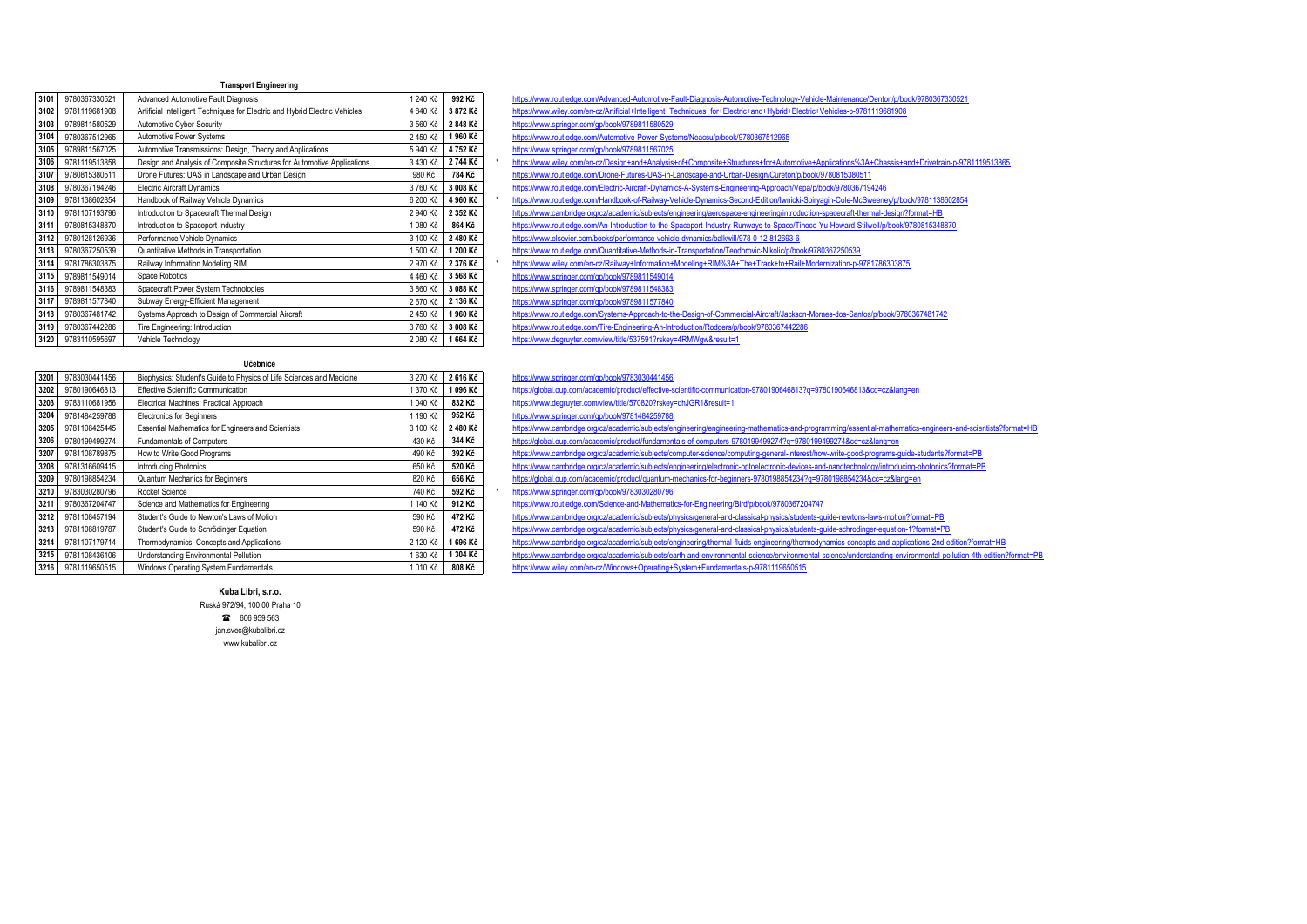### Transport Engineering

| | | | | | | |
|---|---|---|---|---|---|---|
| 3101 | 9780367330521 | Advanced Automotive Fault Diagnosis | 1 240 Kč | **992 Kč** | | https://www.routledge.com/Advanced-Automotive-Fault-Diagnosis-Automotive-Technology-Vehicle-Maintenance/Denton/p/book/9780367330521 |
| 3102 | 9781119681908 | Artificial Intelligent Techniques for Electric and Hybrid Electric Vehicles | 4 840 Kč | **3 872 Kč** | | https://www.wiley.com/en-cz/Artificial+Intelligent+Techniques+for+Electric+and+Hybrid+Electric+Vehicles-p-9781119681908 |
| 3103 | 9789811580529 | Automotive Cyber Security | 3 560 Kč | **2 848 Kč** | | https://www.springer.com/gp/book/9789811580529 |
| 3104 | 9780367512965 | Automotive Power Systems | 2 450 Kč | **1 960 Kč** | | https://www.routledge.com/Automotive-Power-Systems/Neacsu/p/book/9780367512965 |
| 3105 | 9789811567025 | Automotive Transmissions: Design, Theory and Applications | 5 940 Kč | **4 752 Kč** | | https://www.springer.com/gp/book/9789811567025 |
| 3106 | 9781119513858 | Design and Analysis of Composite Structures for Automotive Applications | 3 430 Kč | **2 744 Kč** | * | https://www.wiley.com/en-cz/Design+and+Analysis+of+Composite+Structures+for+Automotive+Applications%3A+Chassis+and+Drivetrain-p-9781119513865 |
| 3107 | 9780815380511 | Drone Futures: UAS in Landscape and Urban Design | 980 Kč | **784 Kč** | | https://www.routledge.com/Drone-Futures-UAS-in-Landscape-and-Urban-Design/Cureton/p/book/9780815380511 |
| 3108 | 9780367194246 | Electric Aircraft Dynamics | 3 760 Kč | **3 008 Kč** | | https://www.routledge.com/Electric-Aircraft-Dynamics-A-Systems-Engineering-Approach/Vepa/p/book/9780367194246 |
| 3109 | 9781138602854 | Handbook of Railway Vehicle Dynamics | 6 200 Kč | **4 960 Kč** | * | https://www.routledge.com/Handbook-of-Railway-Vehicle-Dynamics-Second-Edition/Iwnicki-Spiryagin-Cole-McSweeney/p/book/9781138602854 |
| 3110 | 9781107193796 | Introduction to Spacecraft Thermal Design | 2 940 Kč | **2 352 Kč** | | https://www.cambridge.org/cz/academic/subjects/engineering/aerospace-engineering/introduction-spacecraft-thermal-design?format=HB |
| 3111 | 9780815348870 | Introduction to Spaceport Industry | 1 080 Kč | **864 Kč** | | https://www.routledge.com/An-Introduction-to-the-Spaceport-Industry-Runways-to-Space/Tinoco-Yu-Howard-Stilwell/p/book/9780815348870 |
| 3112 | 9780128126936 | Performance Vehicle Dynamics | 3 100 Kč | **2 480 Kč** | | https://www.elsevier.com/books/performance-vehicle-dynamics/balkwill/978-0-12-812693-6 |
| 3113 | 9780367250539 | Quantitative Methods in Transportation | 1 500 Kč | **1 200 Kč** | | https://www.routledge.com/Quantitative-Methods-in-Transportation/Teodorovic-Nikolic/p/book/9780367250539 |
| 3114 | 9781786303875 | Railway Information Modeling RIM | 2 970 Kč | **2 376 Kč** | * | https://www.wiley.com/en-cz/Railway+Information+Modeling+RIM%3A+The+Track+to+Rail+Modernization-p-9781786303875 |
| 3115 | 9789811549014 | Space Robotics | 4 460 Kč | **3 568 Kč** | | https://www.springer.com/gp/book/9789811549014 |
| 3116 | 9789811548383 | Spacecraft Power System Technologies | 3 860 Kč | **3 088 Kč** | | https://www.springer.com/gp/book/9789811548383 |
| 3117 | 9789811577840 | Subway Energy-Efficient Management | 2 670 Kč | **2 136 Kč** | | https://www.springer.com/gp/book/9789811577840 |
| 3118 | 9780367481742 | Systems Approach to Design of Commercial Aircraft | 2 450 Kč | **1 960 Kč** | | https://www.routledge.com/Systems-Approach-to-the-Design-of-Commercial-Aircraft/Jackson-Moraes-dos-Santos/p/book/9780367481742 |
| 3119 | 9780367442286 | Tire Engineering: Introduction | 3 760 Kč | **3 008 Kč** | | https://www.routledge.com/Tire-Engineering-An-Introduction/Rodgers/p/book/9780367442286 |
| 3120 | 9783110595697 | Vehicle Technology | 2 080 Kč | **1 664 Kč** | | https://www.degruyter.com/view/title/537591?rskey=4RMWgw&result=1 |

### Učebnice

| | | | | | | |
|---|---|---|---|---|---|---|
| 3201 | 9783030441456 | Biophysics: Student's Guide to Physics of Life Sciences and Medicine | 3 270 Kč | **2 616 Kč** | | https://www.springer.com/gp/book/9783030441456 |
| 3202 | 9780190646813 | Effective Scientific Communication | 1 370 Kč | **1 096 Kč** | | https://global.oup.com/academic/product/effective-scientific-communication-9780190646813?q=9780190646813&cc=cz&lang=en |
| 3203 | 9783110681956 | Electrical Machines: Practical Approach | 1 040 Kč | **832 Kč** | | https://www.degruyter.com/view/title/570820?rskey=dhJGR1&result=1 |
| 3204 | 9781484259788 | Electronics for Beginners | 1 190 Kč | **952 Kč** | | https://www.springer.com/gp/book/9781484259788 |
| 3205 | 9781108425445 | Essential Mathematics for Engineers and Scientists | 3 100 Kč | **2 480 Kč** | | https://www.cambridge.org/cz/academic/subjects/engineering/engineering-mathematics-and-programming/essential-mathematics-engineers-and-scientists?format=HB |
| 3206 | 9780199499274 | Fundamentals of Computers | 430 Kč | **344 Kč** | | https://global.oup.com/academic/product/fundamentals-of-computers-9780199499274?q=9780199499274&cc=cz&lang=en |
| 3207 | 9781108789875 | How to Write Good Programs | 490 Kč | **392 Kč** | | https://www.cambridge.org/cz/academic/subjects/computer-science/computing-general-interest/how-write-good-programs-guide-students?format=PB |
| 3208 | 9781316609415 | Introducing Photonics | 650 Kč | **520 Kč** | | https://www.cambridge.org/cz/academic/subjects/engineering/electronic-optoelectronic-devices-and-nanotechnology/introducing-photonics?format=PB |
| 3209 | 9780198854234 | Quantum Mechanics for Beginners | 820 Kč | **656 Kč** | | https://global.oup.com/academic/product/quantum-mechanics-for-beginners-9780198854234?q=9780198854234&cc=cz&lang=en |
| 3210 | 9783030280796 | Rocket Science | 740 Kč | **592 Kč** | * | https://www.springer.com/gp/book/9783030280796 |
| 3211 | 9780367204747 | Science and Mathematics for Engineering | 1 140 Kč | **912 Kč** | | https://www.routledge.com/Science-and-Mathematics-for-Engineering/Bird/p/book/9780367204747 |
| 3212 | 9781108457194 | Student's Guide to Newton's Laws of Motion | 590 Kč | **472 Kč** | | https://www.cambridge.org/cz/academic/subjects/physics/general-and-classical-physics/students-guide-newtons-laws-motion?format=PB |
| 3213 | 9781108819787 | Student's Guide to Schrödinger Equation | 590 Kč | **472 Kč** | | https://www.cambridge.org/cz/academic/subjects/physics/general-and-classical-physics/students-guide-schrodinger-equation-1?format=PB |
| 3214 | 9781107179714 | Thermodynamics: Concepts and Applications | 2 120 Kč | **1 696 Kč** | | https://www.cambridge.org/cz/academic/subjects/engineering/thermal-fluids-engineering/thermodynamics-concepts-and-applications-2nd-edition?format=HB |
| 3215 | 9781108436106 | Understanding Environmental Pollution | 1 630 Kč | **1 304 Kč** | | https://www.cambridge.org/cz/academic/subjects/earth-and-environmental-science/environmental-science/understanding-environmental-pollution-4th-edition?format=PB |
| 3216 | 9781119650515 | Windows Operating System Fundamentals | 1 010 Kč | **808 Kč** | | https://www.wiley.com/en-cz/Windows+Operating+System+Fundamentals-p-9781119650515 |

**Kuba Libri, s.r.o.**

Ruská 972/94, 100 00 Praha 10

☎ 606 959 563

jan.svec@kubalibri.cz

www.kubalibri.cz